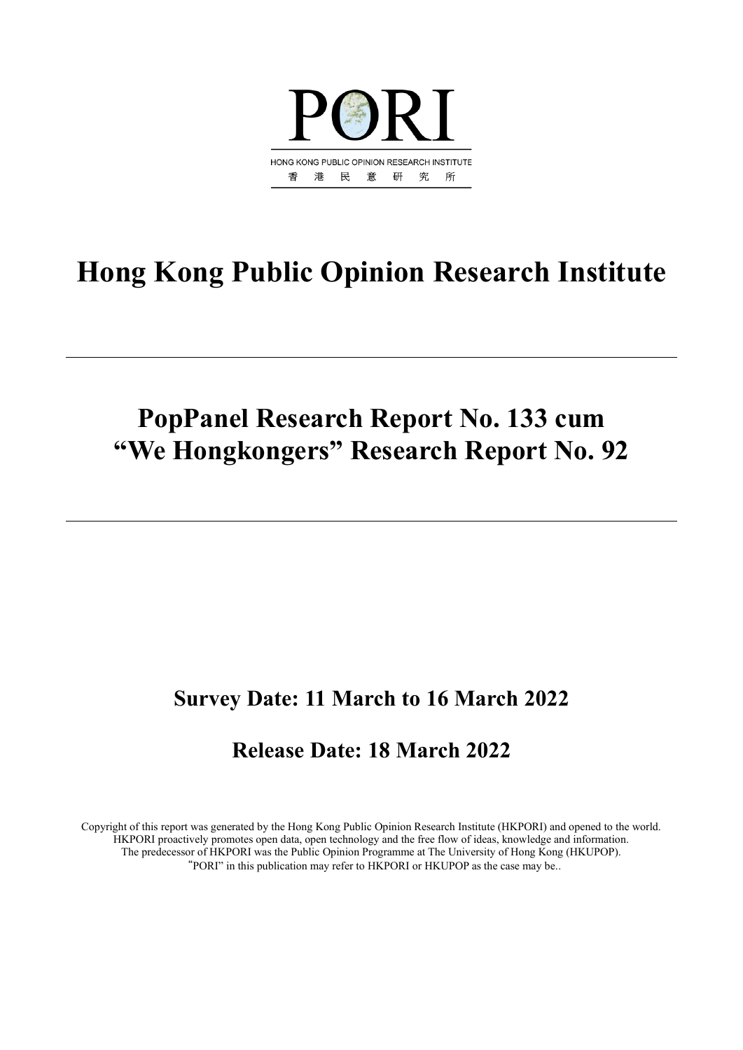PORI

HONG KONG PUBLIC OPINION RESEARCH INSTITUTE

香 港 民 意 研 究 所

# Hong Kong Public Opinion Research Institute

---

## PopPanel Research Report No. 133 cum "We Hongkongers" Research Report No. 92

---

### Survey Date: 11 March to 16 March 2022

### Release Date: 18 March 2022

Copyright of this report was generated by the Hong Kong Public Opinion Research Institute (HKPORI) and opened to the world. HKPORI proactively promotes open data, open technology and the free flow of ideas, knowledge and information. The predecessor of HKPORI was the Public Opinion Programme at The University of Hong Kong (HKUPOP). "PORI" in this publication may refer to HKPORI or HKUPOP as the case may be..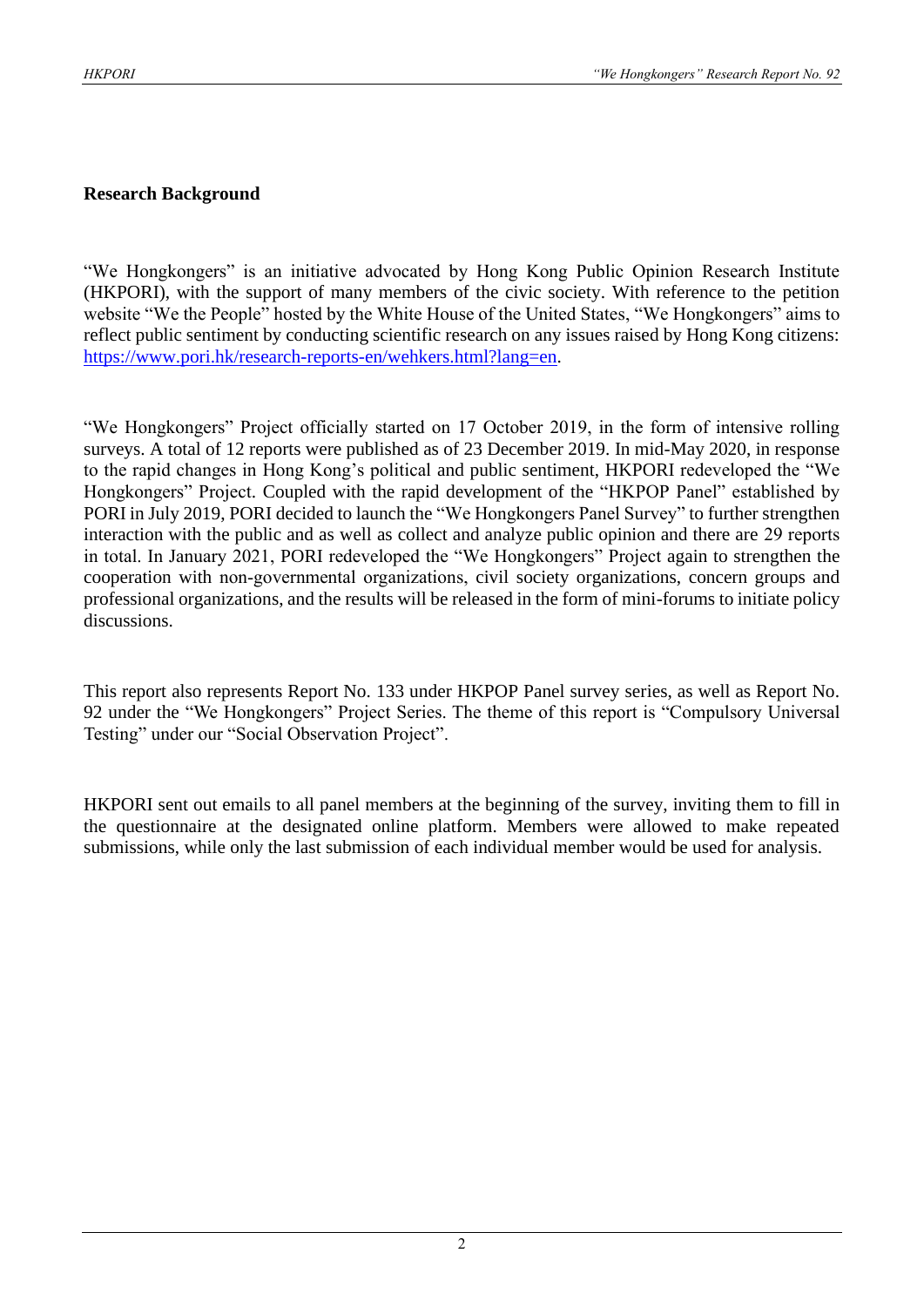## Research Background

"We Hongkongers" is an initiative advocated by Hong Kong Public Opinion Research Institute (HKPORI), with the support of many members of the civic society. With reference to the petition website "We the People" hosted by the White House of the United States, "We Hongkongers" aims to reflect public sentiment by conducting scientific research on any issues raised by Hong Kong citizens: https://www.pori.hk/research-reports-en/wehkers.html?lang=en.

"We Hongkongers" Project officially started on 17 October 2019, in the form of intensive rolling surveys. A total of 12 reports were published as of 23 December 2019. In mid-May 2020, in response to the rapid changes in Hong Kong's political and public sentiment, HKPORI redeveloped the "We Hongkongers" Project. Coupled with the rapid development of the "HKPOP Panel" established by PORI in July 2019, PORI decided to launch the "We Hongkongers Panel Survey" to further strengthen interaction with the public and as well as collect and analyze public opinion and there are 29 reports in total. In January 2021, PORI redeveloped the "We Hongkongers" Project again to strengthen the cooperation with non-governmental organizations, civil society organizations, concern groups and professional organizations, and the results will be released in the form of mini-forums to initiate policy discussions.

This report also represents Report No. 133 under HKPOP Panel survey series, as well as Report No. 92 under the "We Hongkongers" Project Series. The theme of this report is "Compulsory Universal Testing" under our "Social Observation Project".

HKPORI sent out emails to all panel members at the beginning of the survey, inviting them to fill in the questionnaire at the designated online platform. Members were allowed to make repeated submissions, while only the last submission of each individual member would be used for analysis.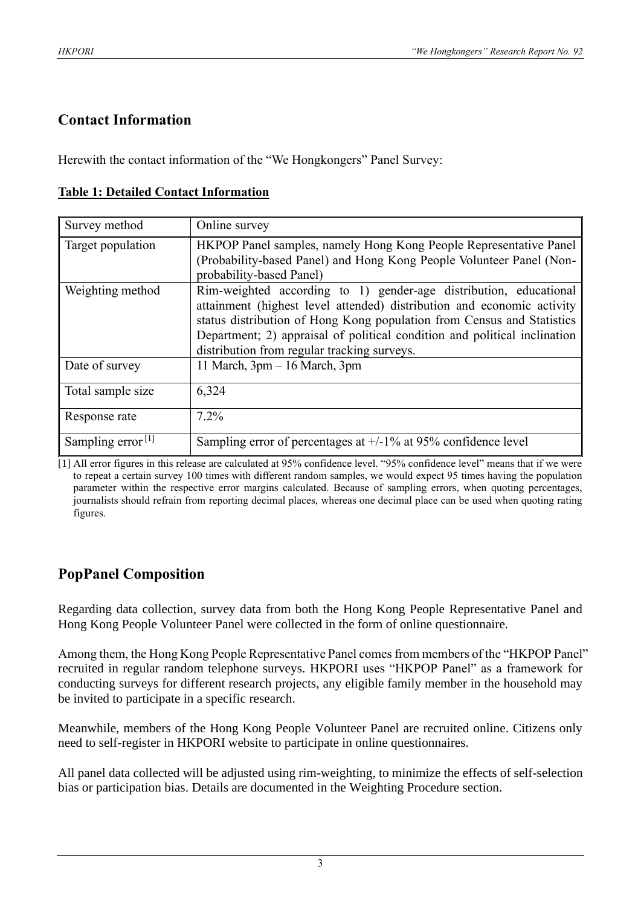## Contact Information

Herewith the contact information of the "We Hongkongers" Panel Survey:

**Table 1: Detailed Contact Information**

| | |
|---|---|
| Survey method | Online survey |
| Target population | HKPOP Panel samples, namely Hong Kong People Representative Panel (Probability-based Panel) and Hong Kong People Volunteer Panel (Non-probability-based Panel) |
| Weighting method | Rim-weighted according to 1) gender-age distribution, educational attainment (highest level attended) distribution and economic activity status distribution of Hong Kong population from Census and Statistics Department; 2) appraisal of political condition and political inclination distribution from regular tracking surveys. |
| Date of survey | 11 March, 3pm – 16 March, 3pm |
| Total sample size | 6,324 |
| Response rate | 7.2% |
| Sampling error [1] | Sampling error of percentages at +/-1% at 95% confidence level |

[1] All error figures in this release are calculated at 95% confidence level. "95% confidence level" means that if we were to repeat a certain survey 100 times with different random samples, we would expect 95 times having the population parameter within the respective error margins calculated. Because of sampling errors, when quoting percentages, journalists should refrain from reporting decimal places, whereas one decimal place can be used when quoting rating figures.

## PopPanel Composition

Regarding data collection, survey data from both the Hong Kong People Representative Panel and Hong Kong People Volunteer Panel were collected in the form of online questionnaire.

Among them, the Hong Kong People Representative Panel comes from members of the "HKPOP Panel" recruited in regular random telephone surveys. HKPORI uses "HKPOP Panel" as a framework for conducting surveys for different research projects, any eligible family member in the household may be invited to participate in a specific research.

Meanwhile, members of the Hong Kong People Volunteer Panel are recruited online. Citizens only need to self-register in HKPORI website to participate in online questionnaires.

All panel data collected will be adjusted using rim-weighting, to minimize the effects of self-selection bias or participation bias. Details are documented in the Weighting Procedure section.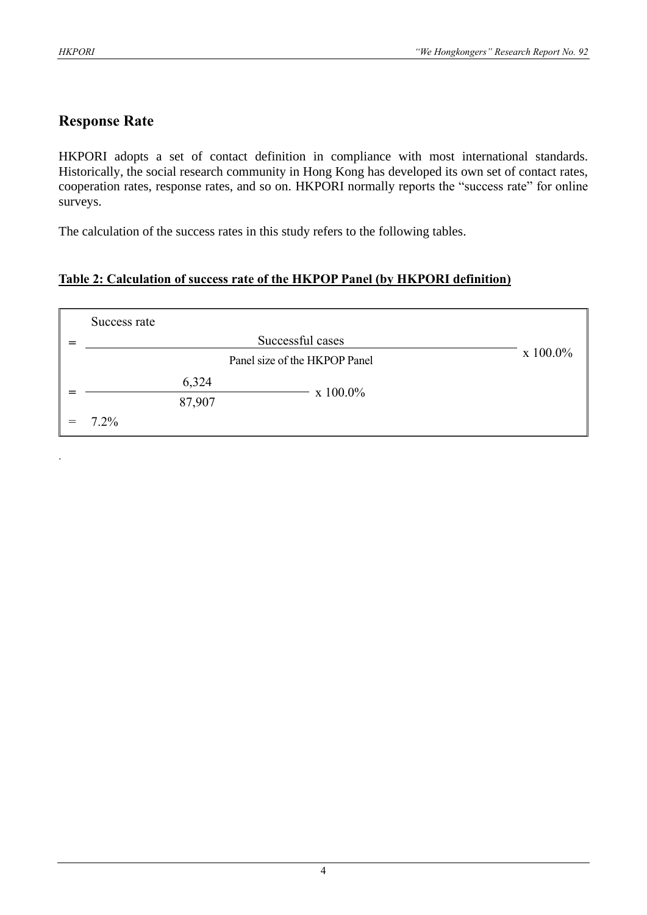## Response Rate

HKPORI adopts a set of contact definition in compliance with most international standards. Historically, the social research community in Hong Kong has developed its own set of contact rates, cooperation rates, response rates, and so on. HKPORI normally reports the "success rate" for online surveys.

The calculation of the success rates in this study refers to the following tables.

**Table 2: Calculation of success rate of the HKPOP Panel (by HKPORI definition)**

Success rate

$$= \frac{\text{Successful cases}}{\text{Panel size of the HKPOP Panel}} \times 100.0\%$$

$$= \frac{6{,}324}{87{,}907} \times 100.0\%$$

$$= 7.2\%$$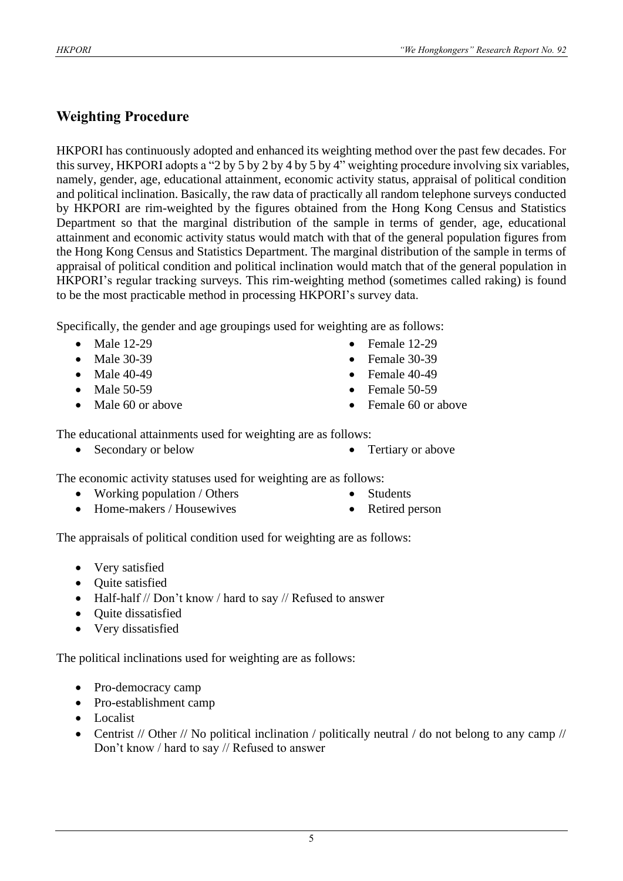## Weighting Procedure

HKPORI has continuously adopted and enhanced its weighting method over the past few decades. For this survey, HKPORI adopts a "2 by 5 by 2 by 4 by 5 by 4" weighting procedure involving six variables, namely, gender, age, educational attainment, economic activity status, appraisal of political condition and political inclination. Basically, the raw data of practically all random telephone surveys conducted by HKPORI are rim-weighted by the figures obtained from the Hong Kong Census and Statistics Department so that the marginal distribution of the sample in terms of gender, age, educational attainment and economic activity status would match with that of the general population figures from the Hong Kong Census and Statistics Department. The marginal distribution of the sample in terms of appraisal of political condition and political inclination would match that of the general population in HKPORI's regular tracking surveys. This rim-weighting method (sometimes called raking) is found to be the most practicable method in processing HKPORI's survey data.

Specifically, the gender and age groupings used for weighting are as follows:

- Male 12-29
- Male 30-39
- Male 40-49
- Male 50-59
- Male 60 or above
- Female 12-29
- Female 30-39
- Female 40-49
- Female 50-59
- Female 60 or above

The educational attainments used for weighting are as follows:

- Secondary or below
- Tertiary or above

The economic activity statuses used for weighting are as follows:

- Working population / Others
- Home-makers / Housewives
- Students
- Retired person

The appraisals of political condition used for weighting are as follows:

- Very satisfied
- Quite satisfied
- Half-half // Don't know / hard to say // Refused to answer
- Quite dissatisfied
- Very dissatisfied

The political inclinations used for weighting are as follows:

- Pro-democracy camp
- Pro-establishment camp
- Localist
- Centrist // Other // No political inclination / politically neutral / do not belong to any camp // Don't know / hard to say // Refused to answer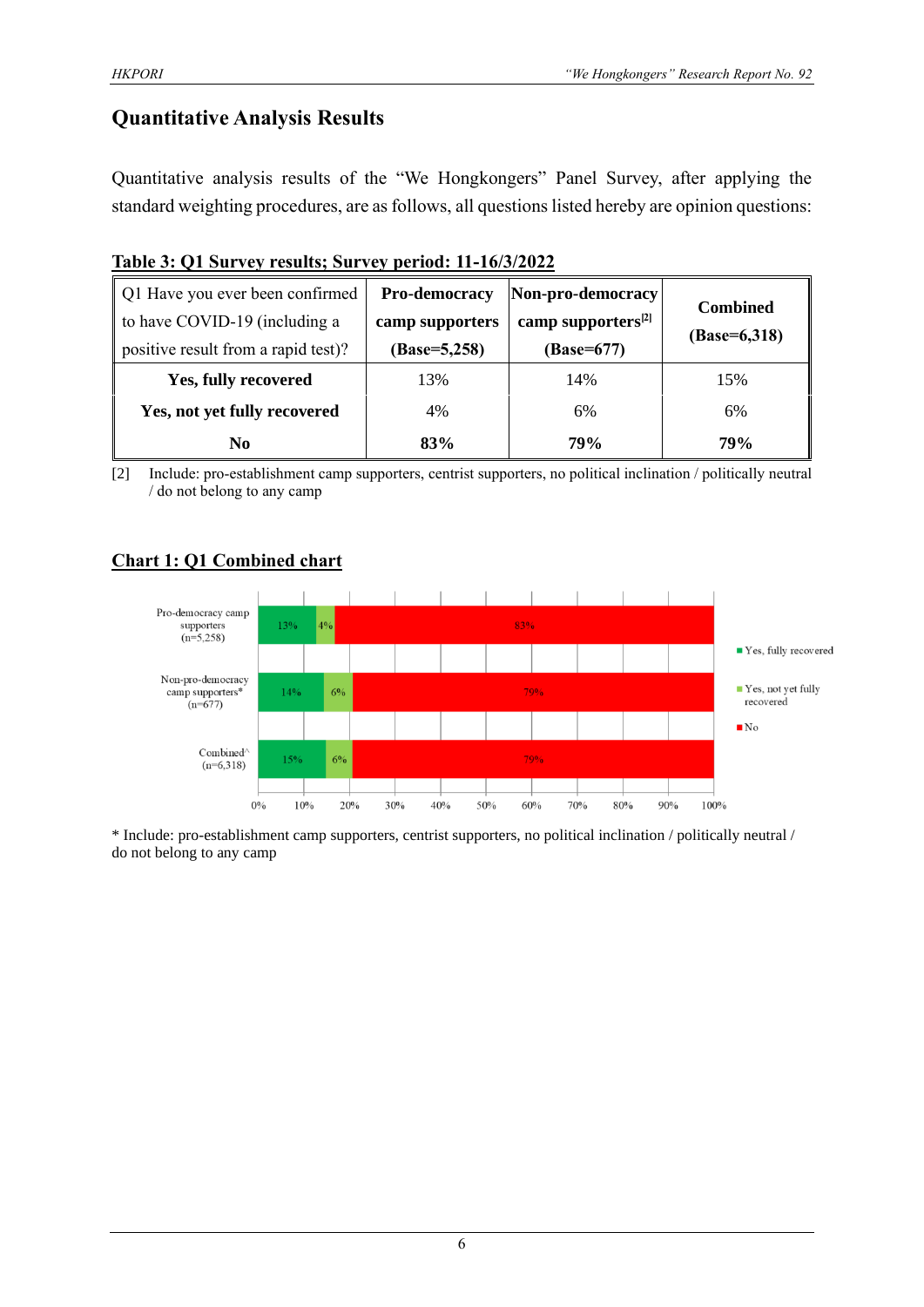## Quantitative Analysis Results

Quantitative analysis results of the "We Hongkongers" Panel Survey, after applying the standard weighting procedures, are as follows, all questions listed hereby are opinion questions:

**Table 3: Q1 Survey results; Survey period: 11-16/3/2022**

| Q1 Have you ever been confirmed to have COVID-19 (including a positive result from a rapid test)? | **Pro-democracy camp supporters (Base=5,258)** | **Non-pro-democracy camp supporters[2] (Base=677)** | **Combined (Base=6,318)** |
|---|---|---|---|
| **Yes, fully recovered** | 13% | 14% | 15% |
| **Yes, not yet fully recovered** | 4% | 6% | 6% |
| **No** | **83%** | **79%** | **79%** |

[2] Include: pro-establishment camp supporters, centrist supporters, no political inclination / politically neutral / do not belong to any camp

**Chart 1: Q1 Combined chart**

| | Yes, fully recovered | Yes, not yet fully recovered | No |
|---|---|---|---|
| Pro-democracy camp supporters (n=5,258) | 13% | 4% | 83% |
| Non-pro-democracy camp supporters* (n=677) | 14% | 6% | 79% |
| Combined^ (n=6,318) | 15% | 6% | 79% |

\* Include: pro-establishment camp supporters, centrist supporters, no political inclination / politically neutral / do not belong to any camp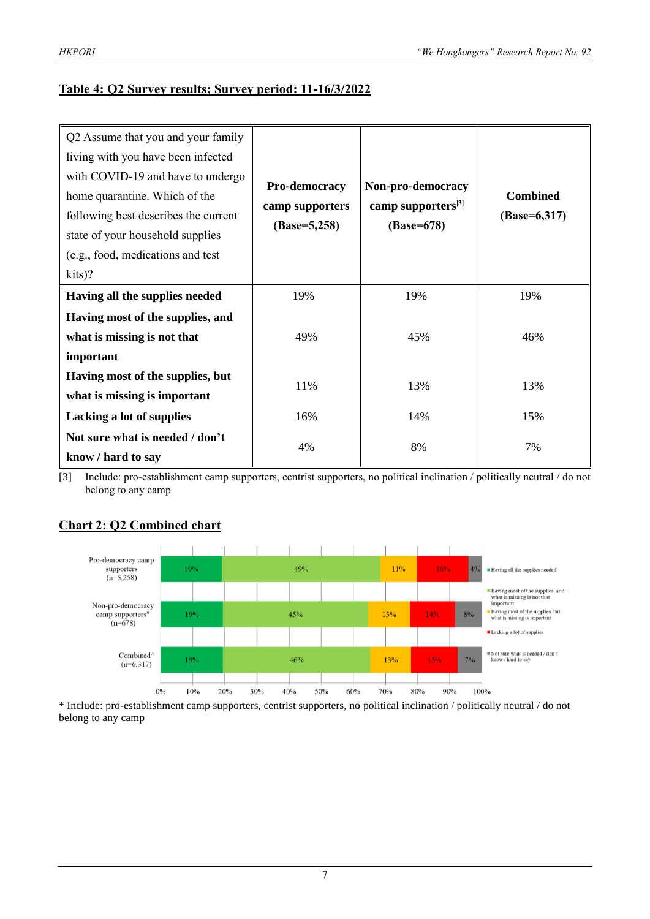## Table 4: Q2 Survey results; Survey period: 11-16/3/2022

| Q2 Assume that you and your family living with you have been infected with COVID-19 and have to undergo home quarantine. Which of the following best describes the current state of your household supplies (e.g., food, medications and test kits)? | **Pro-democracy camp supporters (Base=5,258)** | **Non-pro-democracy camp supporters[3] (Base=678)** | **Combined (Base=6,317)** |
|---|---|---|---|
| **Having all the supplies needed** | 19% | 19% | 19% |
| **Having most of the supplies, and what is missing is not that important** | 49% | 45% | 46% |
| **Having most of the supplies, but what is missing is important** | 11% | 13% | 13% |
| **Lacking a lot of supplies** | 16% | 14% | 15% |
| **Not sure what is needed / don't know / hard to say** | 4% | 8% | 7% |

[3] Include: pro-establishment camp supporters, centrist supporters, no political inclination / politically neutral / do not belong to any camp

## Chart 2: Q2 Combined chart

| | Having all the supplies needed | Having most of the supplies, and what is missing is not that important | Having most of the supplies, but what is missing is important | Lacking a lot of supplies | Not sure what is needed / don't know / hard to say |
|---|---|---|---|---|---|
| Pro-democracy camp supporters (n=5,258) | 19% | 49% | 11% | 16% | 4% |
| Non-pro-democracy camp supporters* (n=678) | 19% | 45% | 13% | 14% | 8% |
| Combined^ (n=6,317) | 19% | 46% | 13% | 15% | 7% |

\* Include: pro-establishment camp supporters, centrist supporters, no political inclination / politically neutral / do not belong to any camp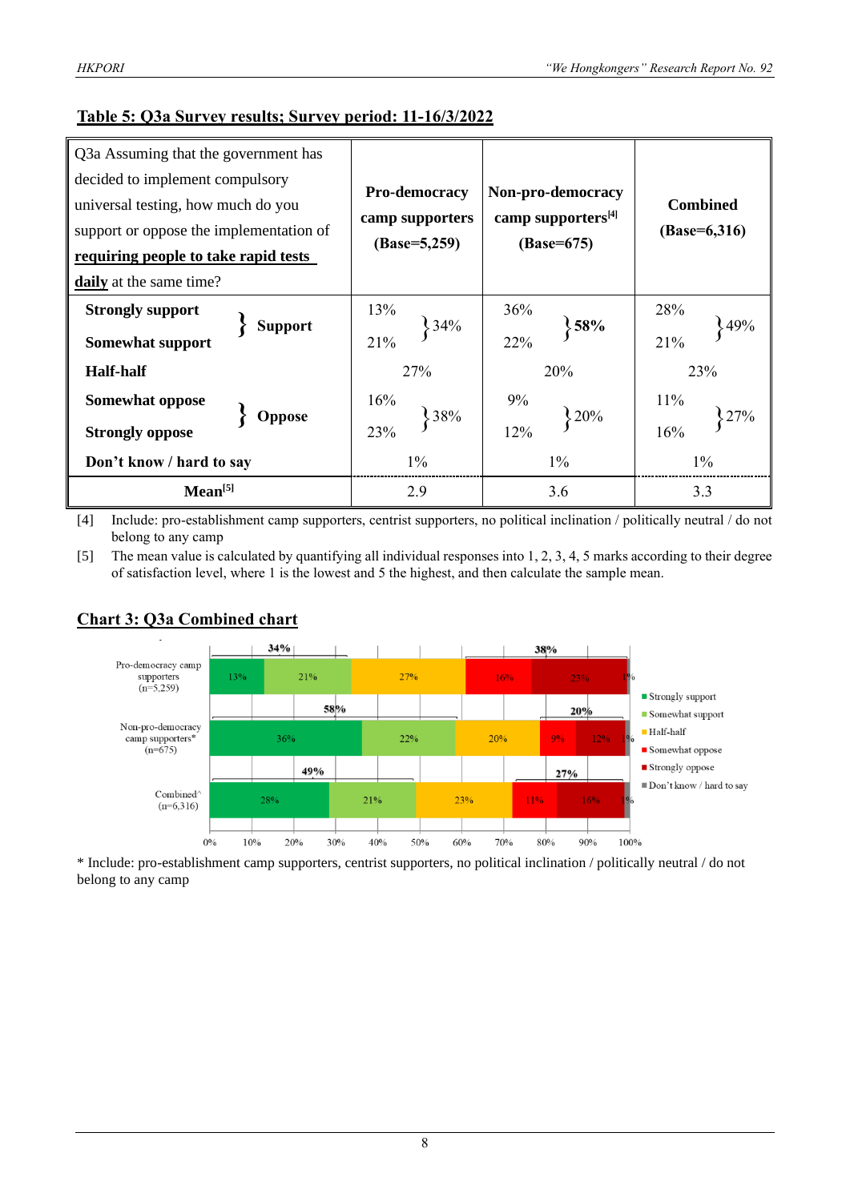## Table 5: Q3a Survey results; Survey period: 11-16/3/2022

| Q3a Assuming that the government has decided to implement compulsory universal testing, how much do you support or oppose the implementation of **requiring people to take rapid tests daily** at the same time? | | Pro-democracy camp supporters (Base=5,259) | | Non-pro-democracy camp supporters[4] (Base=675) | | Combined (Base=6,316) | |
|---|---|---|---|---|---|---|---|
| **Strongly support** | **Support** | 13% | 34% | 36% | **58%** | 28% | 49% |
| **Somewhat support** | | 21% | | 22% | | 21% | |
| **Half-half** | | 27% | | 20% | | 23% | |
| **Somewhat oppose** | **Oppose** | 16% | 38% | 9% | 20% | 11% | 27% |
| **Strongly oppose** | | 23% | | 12% | | 16% | |
| **Don't know / hard to say** | | 1% | | 1% | | 1% | |
| **Mean[5]** | | 2.9 | | 3.6 | | 3.3 | |

[4] Include: pro-establishment camp supporters, centrist supporters, no political inclination / politically neutral / do not belong to any camp

[5] The mean value is calculated by quantifying all individual responses into 1, 2, 3, 4, 5 marks according to their degree of satisfaction level, where 1 is the lowest and 5 the highest, and then calculate the sample mean.

## Chart 3: Q3a Combined chart

| | Strongly support | Somewhat support | Half-half | Somewhat oppose | Strongly oppose | Don't know / hard to say |
|---|---|---|---|---|---|---|
| Pro-democracy camp supporters (n=5,259) | 13% | 21% | 27% | 16% | 23% | 1% |
| Non-pro-democracy camp supporters* (n=675) | 36% | 22% | 20% | 9% | 12% | 1% |
| Combined^ (n=6,316) | 28% | 21% | 23% | 11% | 16% | 1% |

Support / Oppose: Pro-democracy camp supporters 34% / 38%; Non-pro-democracy camp supporters 58% / 20%; Combined 49% / 27%

\* Include: pro-establishment camp supporters, centrist supporters, no political inclination / politically neutral / do not belong to any camp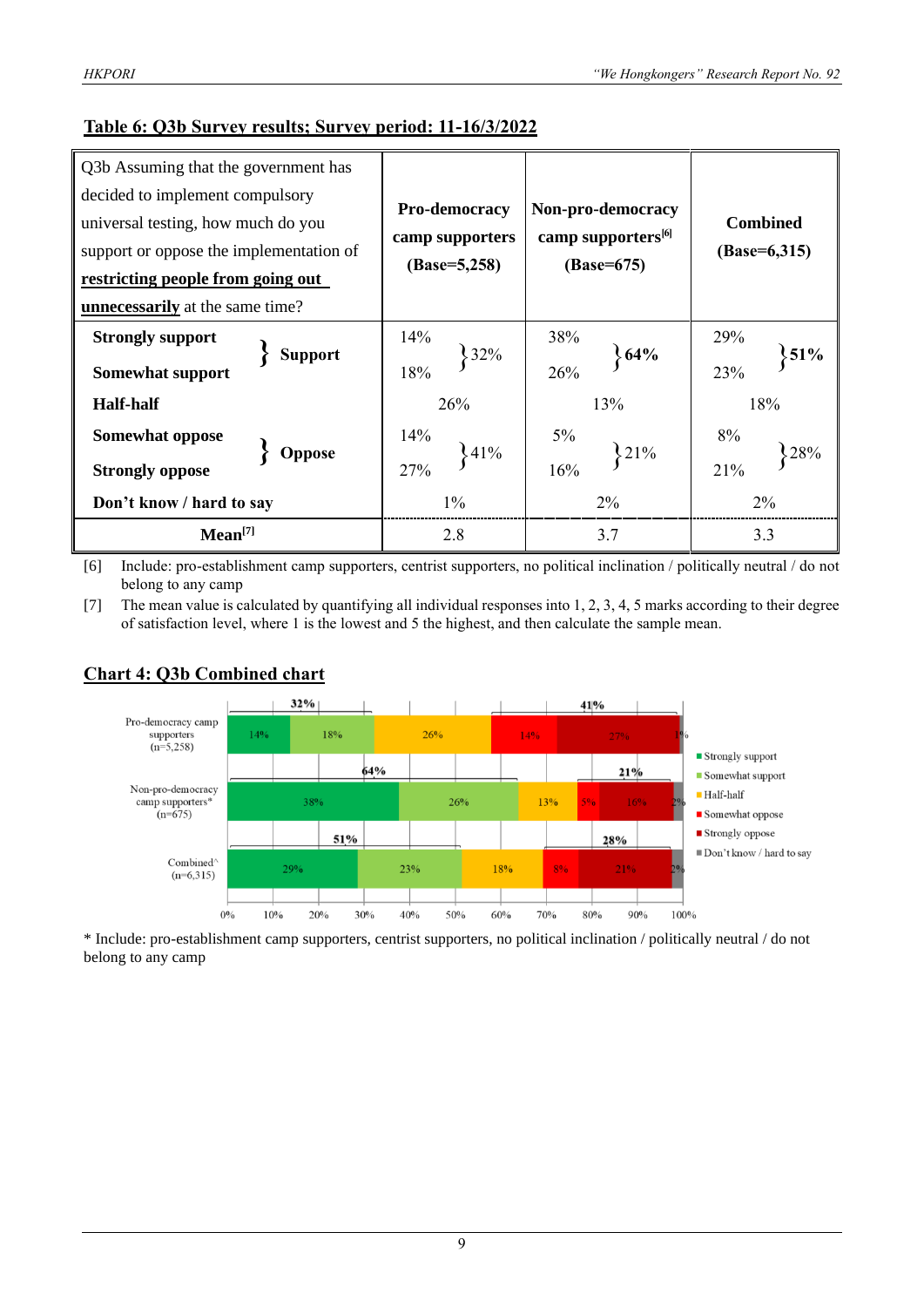**Table 6: Q3b Survey results; Survey period: 11-16/3/2022**

| Q3b Assuming that the government has decided to implement compulsory universal testing, how much do you support or oppose the implementation of **restricting people from going out unnecessarily** at the same time? | | Pro-democracy camp supporters (Base=5,258) | | Non-pro-democracy camp supporters[6] (Base=675) | | Combined (Base=6,315) | |
|---|---|---|---|---|---|---|---|
| **Strongly support** | **Support** | 14% | 32% | 38% | **64%** | 29% | **51%** |
| **Somewhat support** | | 18% | | 26% | | 23% | |
| **Half-half** | | 26% | | 13% | | 18% | |
| **Somewhat oppose** | **Oppose** | 14% | 41% | 5% | 21% | 8% | 28% |
| **Strongly oppose** | | 27% | | 16% | | 21% | |
| **Don't know / hard to say** | | 1% | | 2% | | 2% | |
| **Mean[7]** | | 2.8 | | 3.7 | | 3.3 | |

[6] Include: pro-establishment camp supporters, centrist supporters, no political inclination / politically neutral / do not belong to any camp

[7] The mean value is calculated by quantifying all individual responses into 1, 2, 3, 4, 5 marks according to their degree of satisfaction level, where 1 is the lowest and 5 the highest, and then calculate the sample mean.

**Chart 4: Q3b Combined chart**

| | Strongly support | Somewhat support | Half-half | Somewhat oppose | Strongly oppose | Don't know / hard to say |
|---|---|---|---|---|---|---|
| Pro-democracy camp supporters (n=5,258) | 14% | 18% | 26% | 14% | 27% | 1% |
| Non-pro-democracy camp supporters* (n=675) | 38% | 26% | 13% | 5% | 16% | 2% |
| Combined^ (n=6,315) | 29% | 23% | 18% | 8% | 21% | 2% |

Support / Oppose: Pro-democracy camp supporters 32% / 41%; Non-pro-democracy camp supporters 64% / 21%; Combined 51% / 28%

\* Include: pro-establishment camp supporters, centrist supporters, no political inclination / politically neutral / do not belong to any camp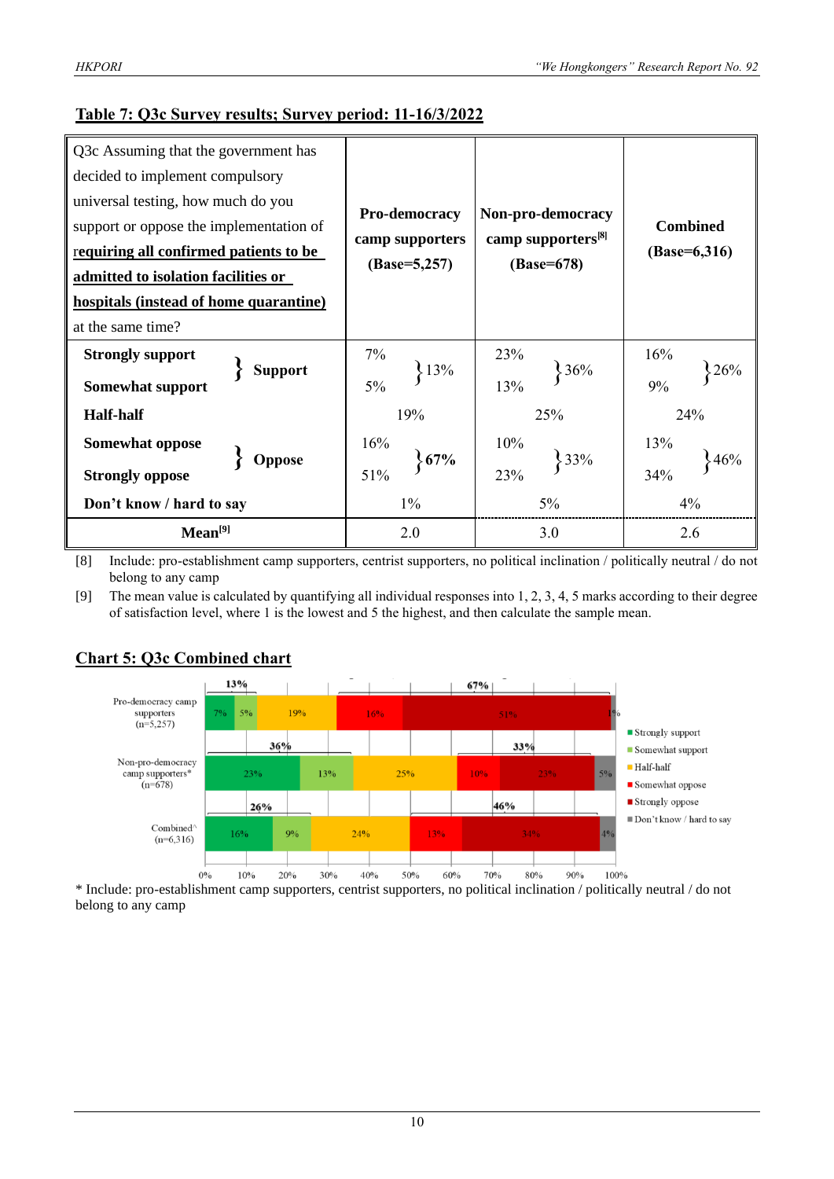## Table 7: Q3c Survey results; Survey period: 11-16/3/2022

| Q3c Assuming that the government has decided to implement compulsory universal testing, how much do you support or oppose the implementation of **requiring all confirmed patients to be admitted to isolation facilities or hospitals (instead of home quarantine)** at the same time? | | **Pro-democracy camp supporters (Base=5,257)** | | **Non-pro-democracy camp supporters[8] (Base=678)** | | **Combined (Base=6,316)** | |
|---|---|---|---|---|---|---|---|
| **Strongly support** | **Support** | 7% | 13% | 23% | 36% | 16% | 26% |
| **Somewhat support** | | 5% | | 13% | | 9% | |
| **Half-half** | | 19% | | 25% | | 24% | |
| **Somewhat oppose** | **Oppose** | 16% | **67%** | 10% | 33% | 13% | 46% |
| **Strongly oppose** | | 51% | | 23% | | 34% | |
| **Don't know / hard to say** | | 1% | | 5% | | 4% | |
| **Mean[9]** | | 2.0 | | 3.0 | | 2.6 | |

[8] Include: pro-establishment camp supporters, centrist supporters, no political inclination / politically neutral / do not belong to any camp

[9] The mean value is calculated by quantifying all individual responses into 1, 2, 3, 4, 5 marks according to their degree of satisfaction level, where 1 is the lowest and 5 the highest, and then calculate the sample mean.

## Chart 5: Q3c Combined chart

| | Strongly support | Somewhat support | Half-half | Somewhat oppose | Strongly oppose | Don't know / hard to say | Support | Oppose |
|---|---|---|---|---|---|---|---|---|
| Pro-democracy camp supporters (n=5,257) | 7% | 5% | 19% | 16% | 51% | 1% | 13% | 67% |
| Non-pro-democracy camp supporters* (n=678) | 23% | 13% | 25% | 10% | 23% | 5% | 36% | 33% |
| Combined^ (n=6,316) | 16% | 9% | 24% | 13% | 34% | 4% | 26% | 46% |

\* Include: pro-establishment camp supporters, centrist supporters, no political inclination / politically neutral / do not belong to any camp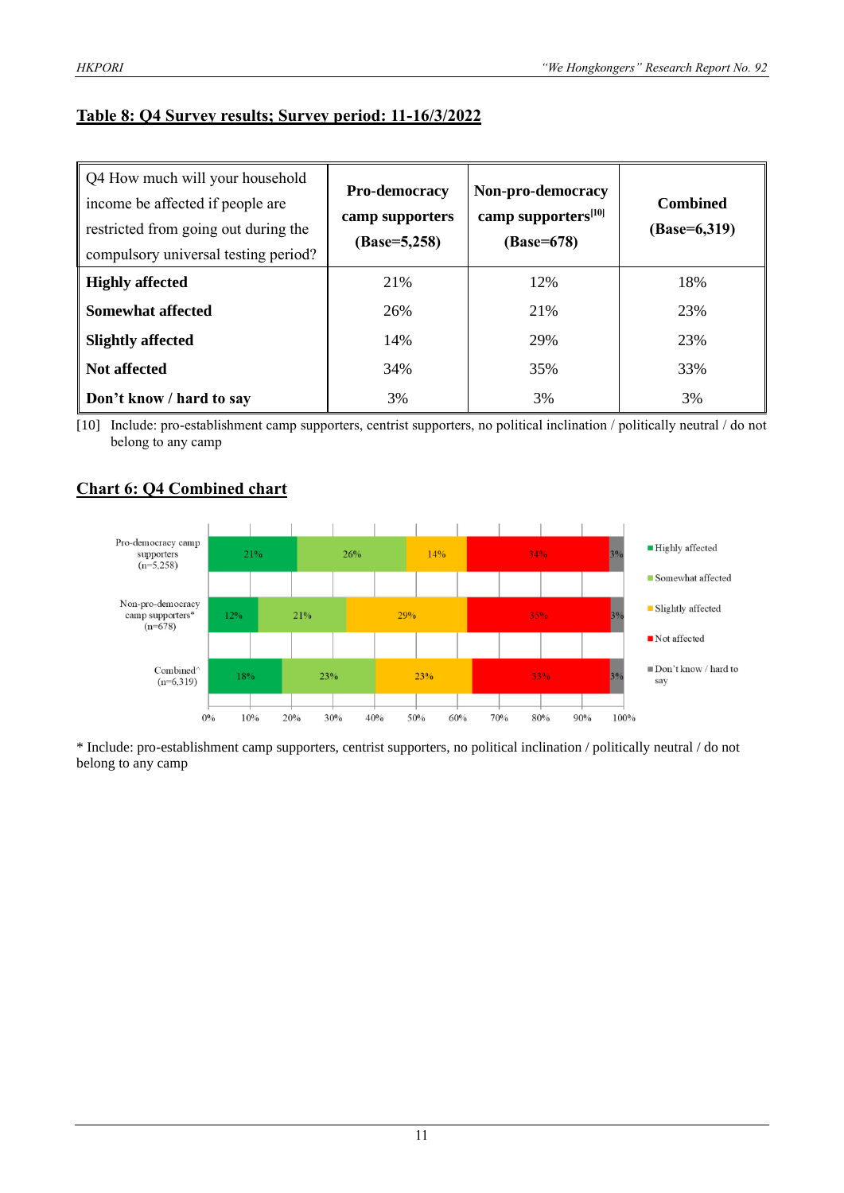## Table 8: Q4 Survey results; Survey period: 11-16/3/2022

| Q4 How much will your household income be affected if people are restricted from going out during the compulsory universal testing period? | Pro-democracy camp supporters (Base=5,258) | Non-pro-democracy camp supporters[10] (Base=678) | Combined (Base=6,319) |
|---|---|---|---|
| **Highly affected** | 21% | 12% | 18% |
| **Somewhat affected** | 26% | 21% | 23% |
| **Slightly affected** | 14% | 29% | 23% |
| **Not affected** | 34% | 35% | 33% |
| **Don't know / hard to say** | 3% | 3% | 3% |

[10] Include: pro-establishment camp supporters, centrist supporters, no political inclination / politically neutral / do not belong to any camp

## Chart 6: Q4 Combined chart

| | Highly affected | Somewhat affected | Slightly affected | Not affected | Don't know / hard to say |
|---|---|---|---|---|---|
| Pro-democracy camp supporters (n=5,258) | 21% | 26% | 14% | 34% | 3% |
| Non-pro-democracy camp supporters* (n=678) | 12% | 21% | 29% | 35% | 3% |
| Combined^ (n=6,319) | 18% | 23% | 23% | 33% | 3% |

* Include: pro-establishment camp supporters, centrist supporters, no political inclination / politically neutral / do not belong to any camp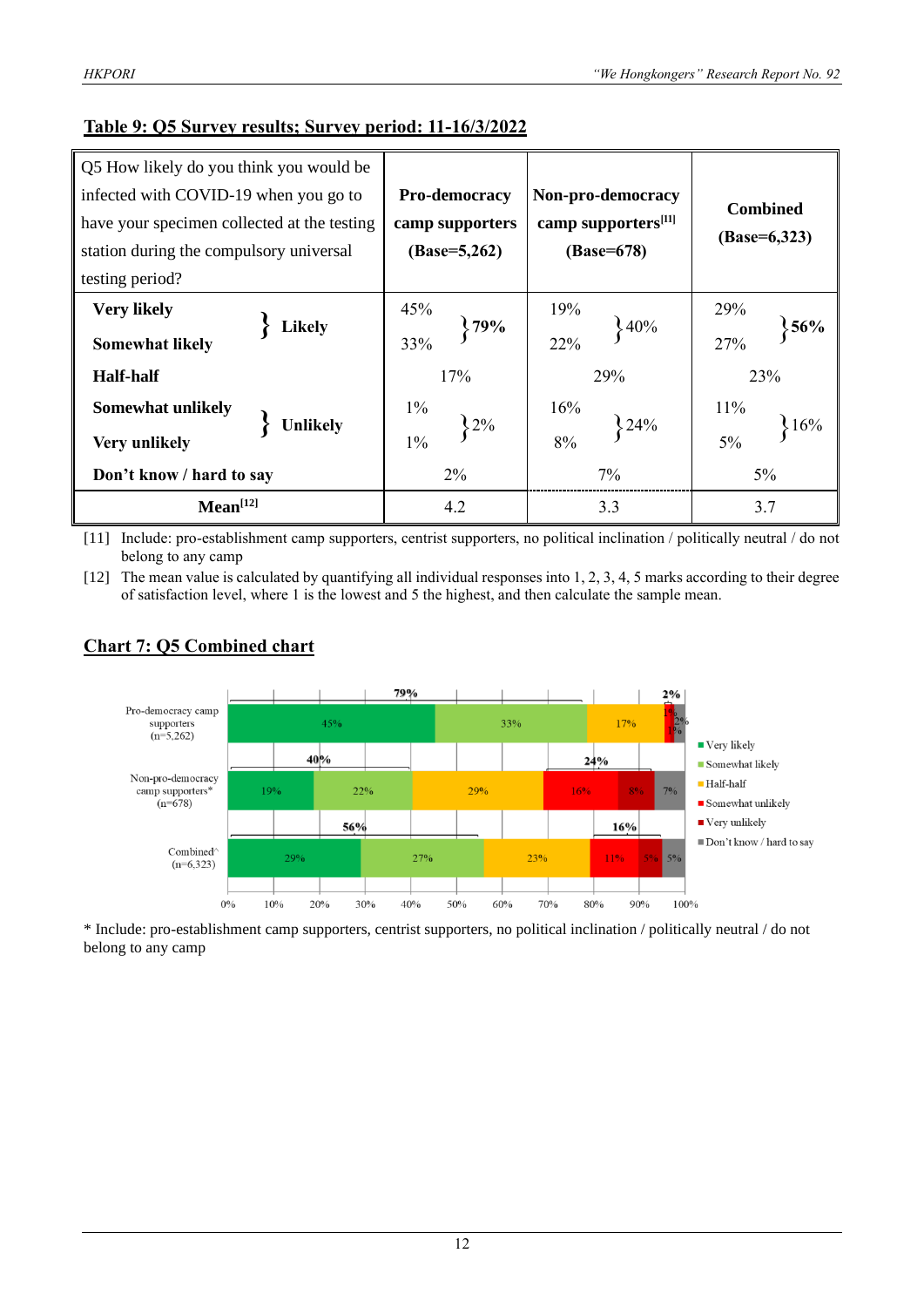## Table 9: Q5 Survey results; Survey period: 11-16/3/2022

| Q5 How likely do you think you would be infected with COVID-19 when you go to have your specimen collected at the testing station during the compulsory universal testing period? | | Pro-democracy camp supporters (Base=5,262) | | Non-pro-democracy camp supporters[11] (Base=678) | | Combined (Base=6,323) | |
|---|---|---|---|---|---|---|---|
| **Very likely** | **Likely** | 45% | **79%** | 19% | 40% | 29% | **56%** |
| **Somewhat likely** | | 33% | | 22% | | 27% | |
| **Half-half** | | 17% | | 29% | | 23% | |
| **Somewhat unlikely** | **Unlikely** | 1% | 2% | 16% | 24% | 11% | 16% |
| **Very unlikely** | | 1% | | 8% | | 5% | |
| **Don't know / hard to say** | | 2% | | 7% | | 5% | |
| **Mean[12]** | | 4.2 | | 3.3 | | 3.7 | |

[11] Include: pro-establishment camp supporters, centrist supporters, no political inclination / politically neutral / do not belong to any camp

[12] The mean value is calculated by quantifying all individual responses into 1, 2, 3, 4, 5 marks according to their degree of satisfaction level, where 1 is the lowest and 5 the highest, and then calculate the sample mean.

## Chart 7: Q5 Combined chart

| | Very likely | Somewhat likely | Half-half | Somewhat unlikely | Very unlikely | Don't know / hard to say |
|---|---|---|---|---|---|---|
| Pro-democracy camp supporters (n=5,262) | 45% | 33% | 17% | 1% | 1% | 2% |
| Non-pro-democracy camp supporters* (n=678) | 19% | 22% | 29% | 16% | 8% | 7% |
| Combined (n=6,323) | 29% | 27% | 23% | 11% | 5% | 5% |

(Likely: 79% / 40% / 56%; Unlikely: 2% / 24% / 16%)

\* Include: pro-establishment camp supporters, centrist supporters, no political inclination / politically neutral / do not belong to any camp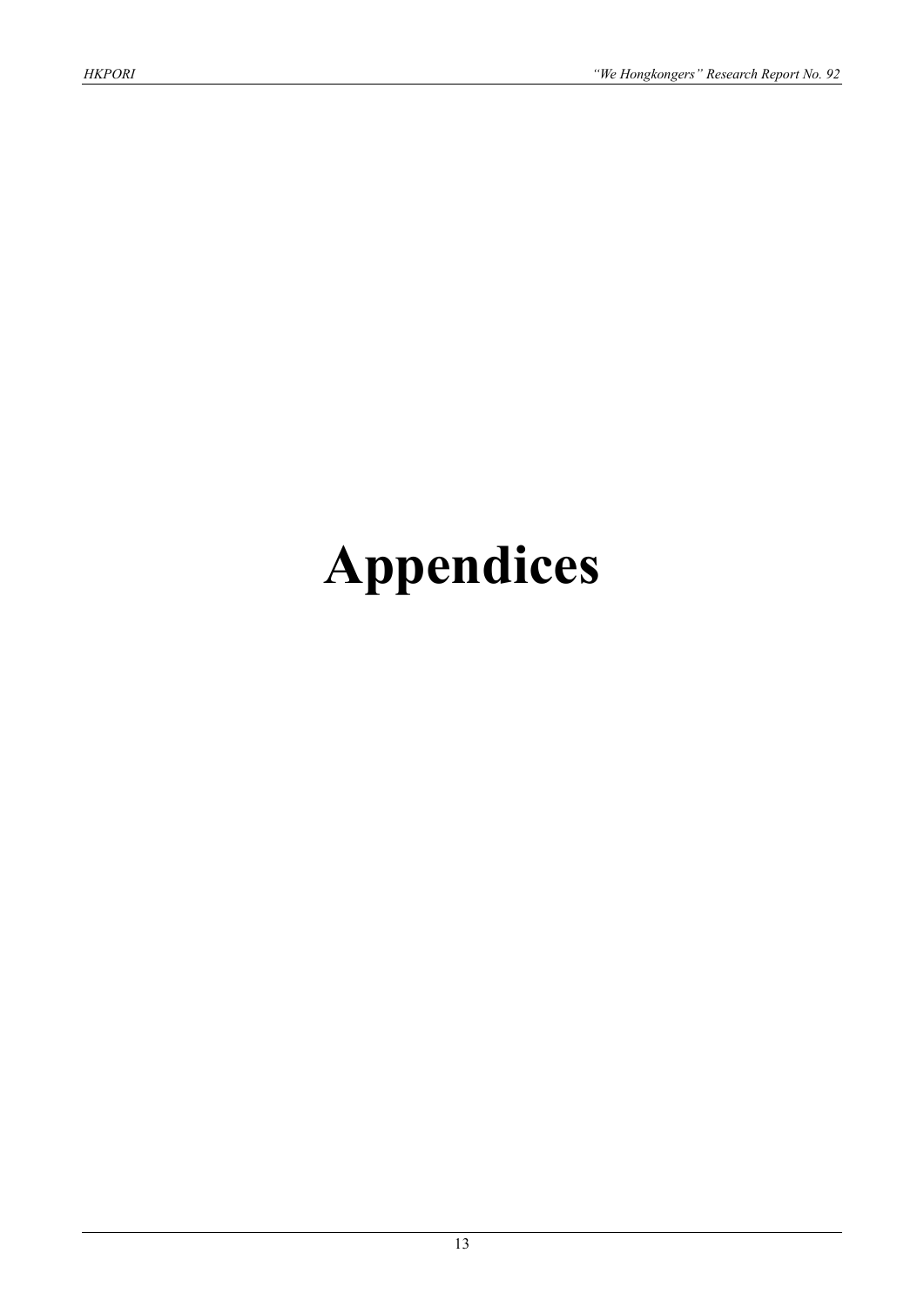# Appendices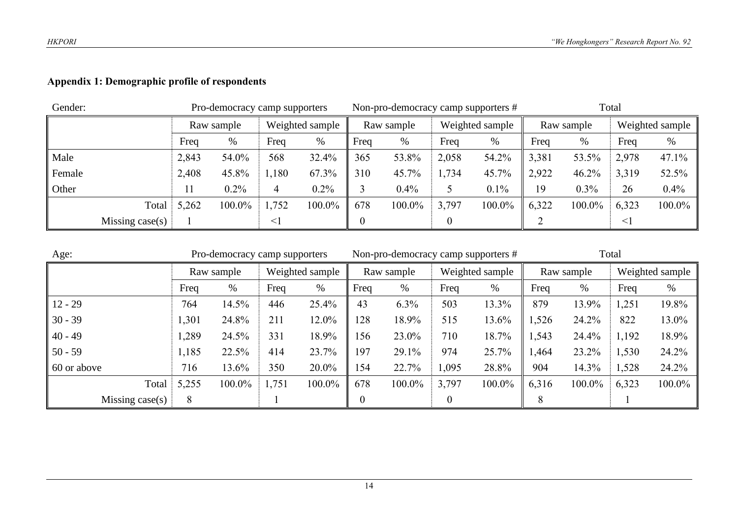**Appendix 1: Demographic profile of respondents**

| Gender: | Pro-democracy camp supporters | | | | Non-pro-democracy camp supporters # | | | | Total | | | |
|---|---|---|---|---|---|---|---|---|---|---|---|---|
| | Raw sample | | Weighted sample | | Raw sample | | Weighted sample | | Raw sample | | Weighted sample | |
| | Freq | % | Freq | % | Freq | % | Freq | % | Freq | % | Freq | % |
| Male | 2,843 | 54.0% | 568 | 32.4% | 365 | 53.8% | 2,058 | 54.2% | 3,381 | 53.5% | 2,978 | 47.1% |
| Female | 2,408 | 45.8% | 1,180 | 67.3% | 310 | 45.7% | 1,734 | 45.7% | 2,922 | 46.2% | 3,319 | 52.5% |
| Other | 11 | 0.2% | 4 | 0.2% | 3 | 0.4% | 5 | 0.1% | 19 | 0.3% | 26 | 0.4% |
| Total | 5,262 | 100.0% | 1,752 | 100.0% | 678 | 100.0% | 3,797 | 100.0% | 6,322 | 100.0% | 6,323 | 100.0% |
| Missing case(s) | 1 | | <1 | | 0 | | 0 | | 2 | | <1 | |

| Age: | Pro-democracy camp supporters | | | | Non-pro-democracy camp supporters # | | | | Total | | | |
|---|---|---|---|---|---|---|---|---|---|---|---|---|
| | Raw sample | | Weighted sample | | Raw sample | | Weighted sample | | Raw sample | | Weighted sample | |
| | Freq | % | Freq | % | Freq | % | Freq | % | Freq | % | Freq | % |
| 12 - 29 | 764 | 14.5% | 446 | 25.4% | 43 | 6.3% | 503 | 13.3% | 879 | 13.9% | 1,251 | 19.8% |
| 30 - 39 | 1,301 | 24.8% | 211 | 12.0% | 128 | 18.9% | 515 | 13.6% | 1,526 | 24.2% | 822 | 13.0% |
| 40 - 49 | 1,289 | 24.5% | 331 | 18.9% | 156 | 23.0% | 710 | 18.7% | 1,543 | 24.4% | 1,192 | 18.9% |
| 50 - 59 | 1,185 | 22.5% | 414 | 23.7% | 197 | 29.1% | 974 | 25.7% | 1,464 | 23.2% | 1,530 | 24.2% |
| 60 or above | 716 | 13.6% | 350 | 20.0% | 154 | 22.7% | 1,095 | 28.8% | 904 | 14.3% | 1,528 | 24.2% |
| Total | 5,255 | 100.0% | 1,751 | 100.0% | 678 | 100.0% | 3,797 | 100.0% | 6,316 | 100.0% | 6,323 | 100.0% |
| Missing case(s) | 8 | | 1 | | 0 | | 0 | | 8 | | 1 | |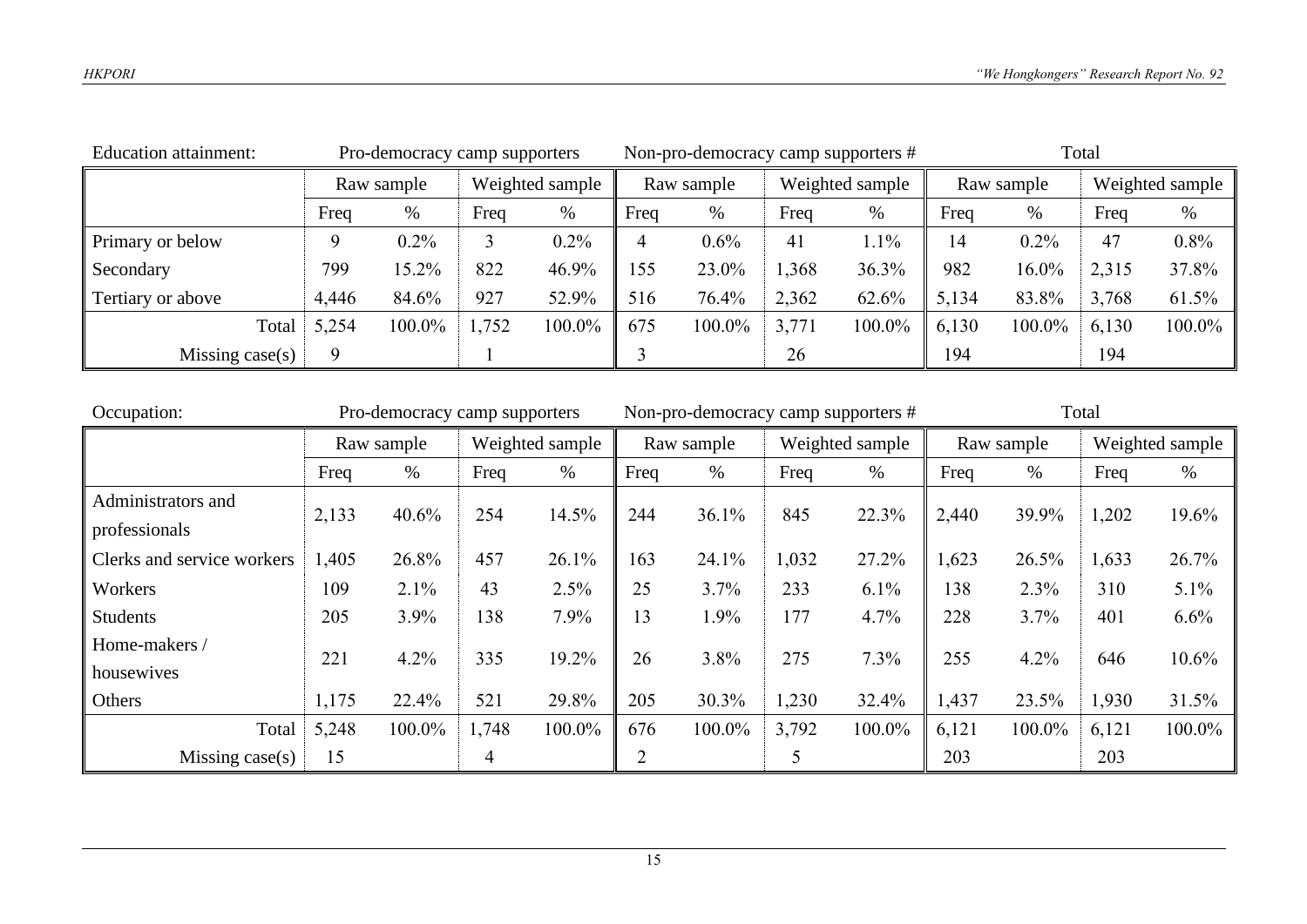Education attainment:

| | Pro-democracy camp supporters | | | | Non-pro-democracy camp supporters # | | | | Total | | | |
|---|---|---|---|---|---|---|---|---|---|---|---|---|
| | Raw sample | | Weighted sample | | Raw sample | | Weighted sample | | Raw sample | | Weighted sample | |
| | Freq | % | Freq | % | Freq | % | Freq | % | Freq | % | Freq | % |
| Primary or below | 9 | 0.2% | 3 | 0.2% | 4 | 0.6% | 41 | 1.1% | 14 | 0.2% | 47 | 0.8% |
| Secondary | 799 | 15.2% | 822 | 46.9% | 155 | 23.0% | 1,368 | 36.3% | 982 | 16.0% | 2,315 | 37.8% |
| Tertiary or above | 4,446 | 84.6% | 927 | 52.9% | 516 | 76.4% | 2,362 | 62.6% | 5,134 | 83.8% | 3,768 | 61.5% |
| Total | 5,254 | 100.0% | 1,752 | 100.0% | 675 | 100.0% | 3,771 | 100.0% | 6,130 | 100.0% | 6,130 | 100.0% |
| Missing case(s) | 9 | | 1 | | 3 | | 26 | | 194 | | 194 | |

Occupation:

| | Pro-democracy camp supporters | | | | Non-pro-democracy camp supporters # | | | | Total | | | |
|---|---|---|---|---|---|---|---|---|---|---|---|---|
| | Raw sample | | Weighted sample | | Raw sample | | Weighted sample | | Raw sample | | Weighted sample | |
| | Freq | % | Freq | % | Freq | % | Freq | % | Freq | % | Freq | % |
| Administrators and professionals | 2,133 | 40.6% | 254 | 14.5% | 244 | 36.1% | 845 | 22.3% | 2,440 | 39.9% | 1,202 | 19.6% |
| Clerks and service workers | 1,405 | 26.8% | 457 | 26.1% | 163 | 24.1% | 1,032 | 27.2% | 1,623 | 26.5% | 1,633 | 26.7% |
| Workers | 109 | 2.1% | 43 | 2.5% | 25 | 3.7% | 233 | 6.1% | 138 | 2.3% | 310 | 5.1% |
| Students | 205 | 3.9% | 138 | 7.9% | 13 | 1.9% | 177 | 4.7% | 228 | 3.7% | 401 | 6.6% |
| Home-makers / housewives | 221 | 4.2% | 335 | 19.2% | 26 | 3.8% | 275 | 7.3% | 255 | 4.2% | 646 | 10.6% |
| Others | 1,175 | 22.4% | 521 | 29.8% | 205 | 30.3% | 1,230 | 32.4% | 1,437 | 23.5% | 1,930 | 31.5% |
| Total | 5,248 | 100.0% | 1,748 | 100.0% | 676 | 100.0% | 3,792 | 100.0% | 6,121 | 100.0% | 6,121 | 100.0% |
| Missing case(s) | 15 | | 4 | | 2 | | 5 | | 203 | | 203 | |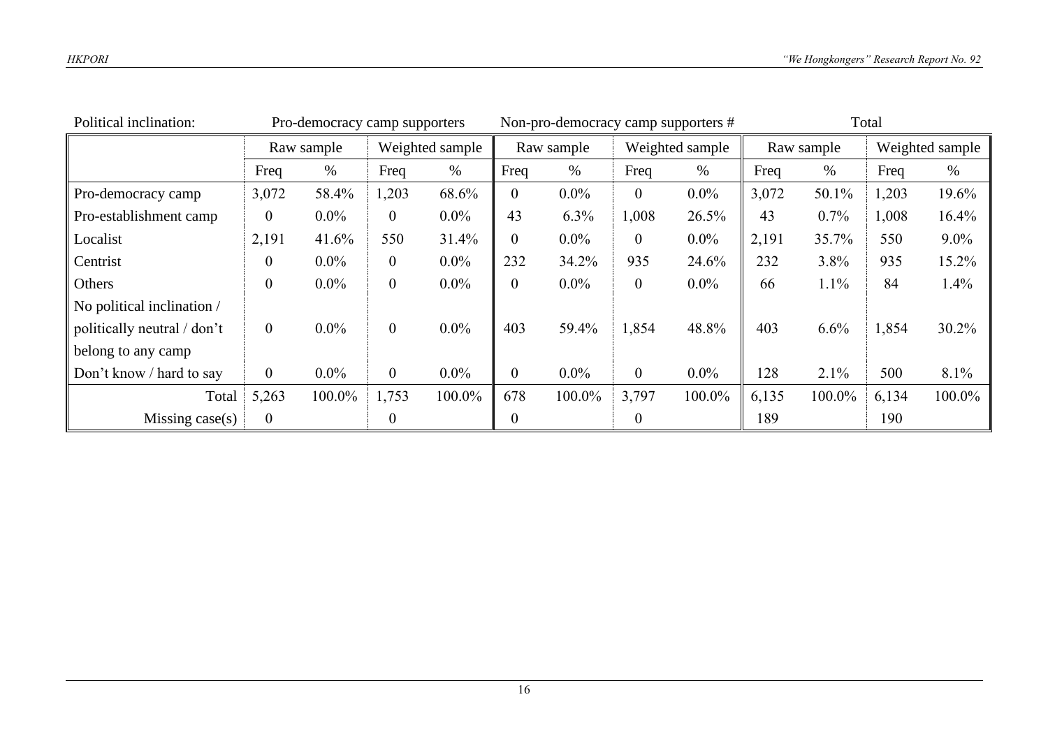| Political inclination: | Pro-democracy camp supporters | | | | Non-pro-democracy camp supporters # | | | | Total | | | |
|---|---|---|---|---|---|---|---|---|---|---|---|---|
| | Raw sample | | Weighted sample | | Raw sample | | Weighted sample | | Raw sample | | Weighted sample | |
| | Freq | % | Freq | % | Freq | % | Freq | % | Freq | % | Freq | % |
| Pro-democracy camp | 3,072 | 58.4% | 1,203 | 68.6% | 0 | 0.0% | 0 | 0.0% | 3,072 | 50.1% | 1,203 | 19.6% |
| Pro-establishment camp | 0 | 0.0% | 0 | 0.0% | 43 | 6.3% | 1,008 | 26.5% | 43 | 0.7% | 1,008 | 16.4% |
| Localist | 2,191 | 41.6% | 550 | 31.4% | 0 | 0.0% | 0 | 0.0% | 2,191 | 35.7% | 550 | 9.0% |
| Centrist | 0 | 0.0% | 0 | 0.0% | 232 | 34.2% | 935 | 24.6% | 232 | 3.8% | 935 | 15.2% |
| Others | 0 | 0.0% | 0 | 0.0% | 0 | 0.0% | 0 | 0.0% | 66 | 1.1% | 84 | 1.4% |
| No political inclination / politically neutral / don't belong to any camp | 0 | 0.0% | 0 | 0.0% | 403 | 59.4% | 1,854 | 48.8% | 403 | 6.6% | 1,854 | 30.2% |
| Don't know / hard to say | 0 | 0.0% | 0 | 0.0% | 0 | 0.0% | 0 | 0.0% | 128 | 2.1% | 500 | 8.1% |
| Total | 5,263 | 100.0% | 1,753 | 100.0% | 678 | 100.0% | 3,797 | 100.0% | 6,135 | 100.0% | 6,134 | 100.0% |
| Missing case(s) | 0 | | 0 | | 0 | | 0 | | 189 | | 190 | |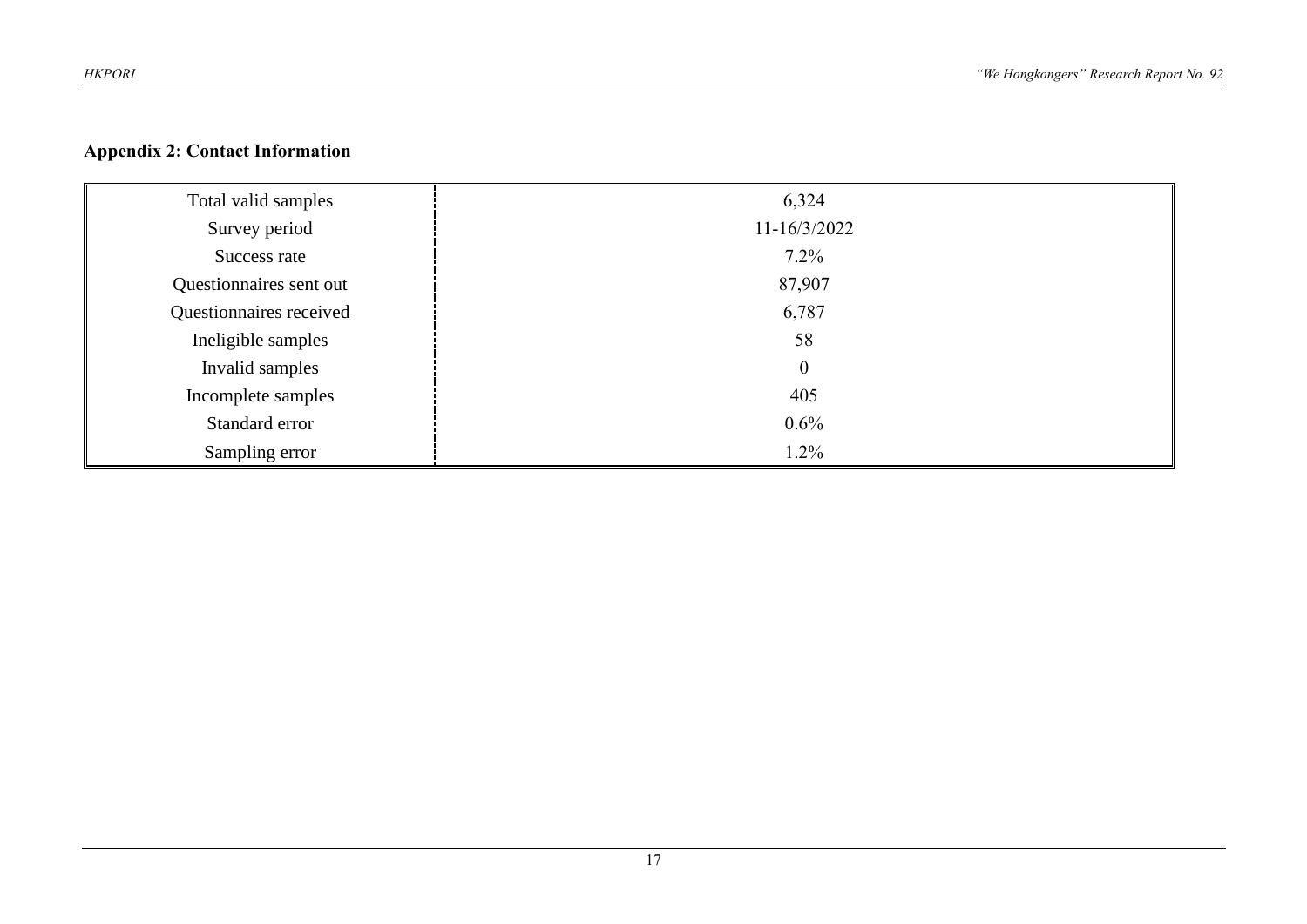## Appendix 2: Contact Information

| | |
|---|---|
| Total valid samples | 6,324 |
| Survey period | 11-16/3/2022 |
| Success rate | 7.2% |
| Questionnaires sent out | 87,907 |
| Questionnaires received | 6,787 |
| Ineligible samples | 58 |
| Invalid samples | 0 |
| Incomplete samples | 405 |
| Standard error | 0.6% |
| Sampling error | 1.2% |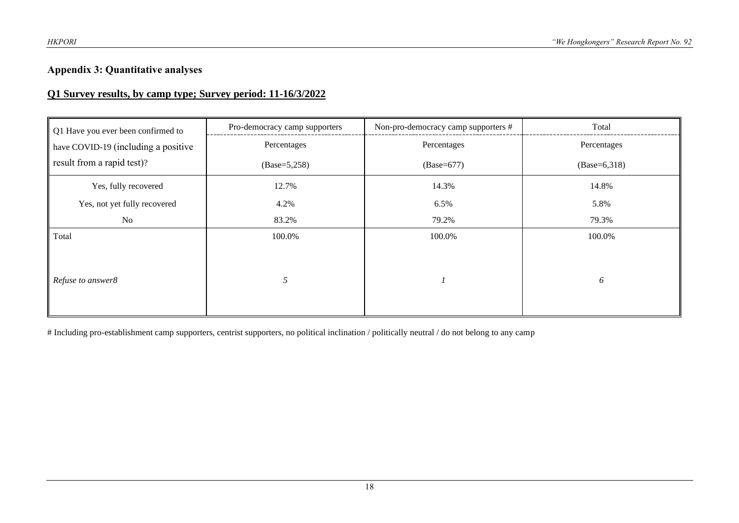## Appendix 3: Quantitative analyses

### Q1 Survey results, by camp type; Survey period: 11-16/3/2022

| Q1 Have you ever been confirmed to have COVID-19 (including a positive result from a rapid test)? | Pro-democracy camp supporters | Non-pro-democracy camp supporters # | Total |
|---|---|---|---|
| | Percentages (Base=5,258) | Percentages (Base=677) | Percentages (Base=6,318) |
| Yes, fully recovered | 12.7% | 14.3% | 14.8% |
| Yes, not yet fully recovered | 4.2% | 6.5% | 5.8% |
| No | 83.2% | 79.2% | 79.3% |
| Total | 100.0% | 100.0% | 100.0% |
| *Refuse to answer8* | *5* | *1* | *6* |

# Including pro-establishment camp supporters, centrist supporters, no political inclination / politically neutral / do not belong to any camp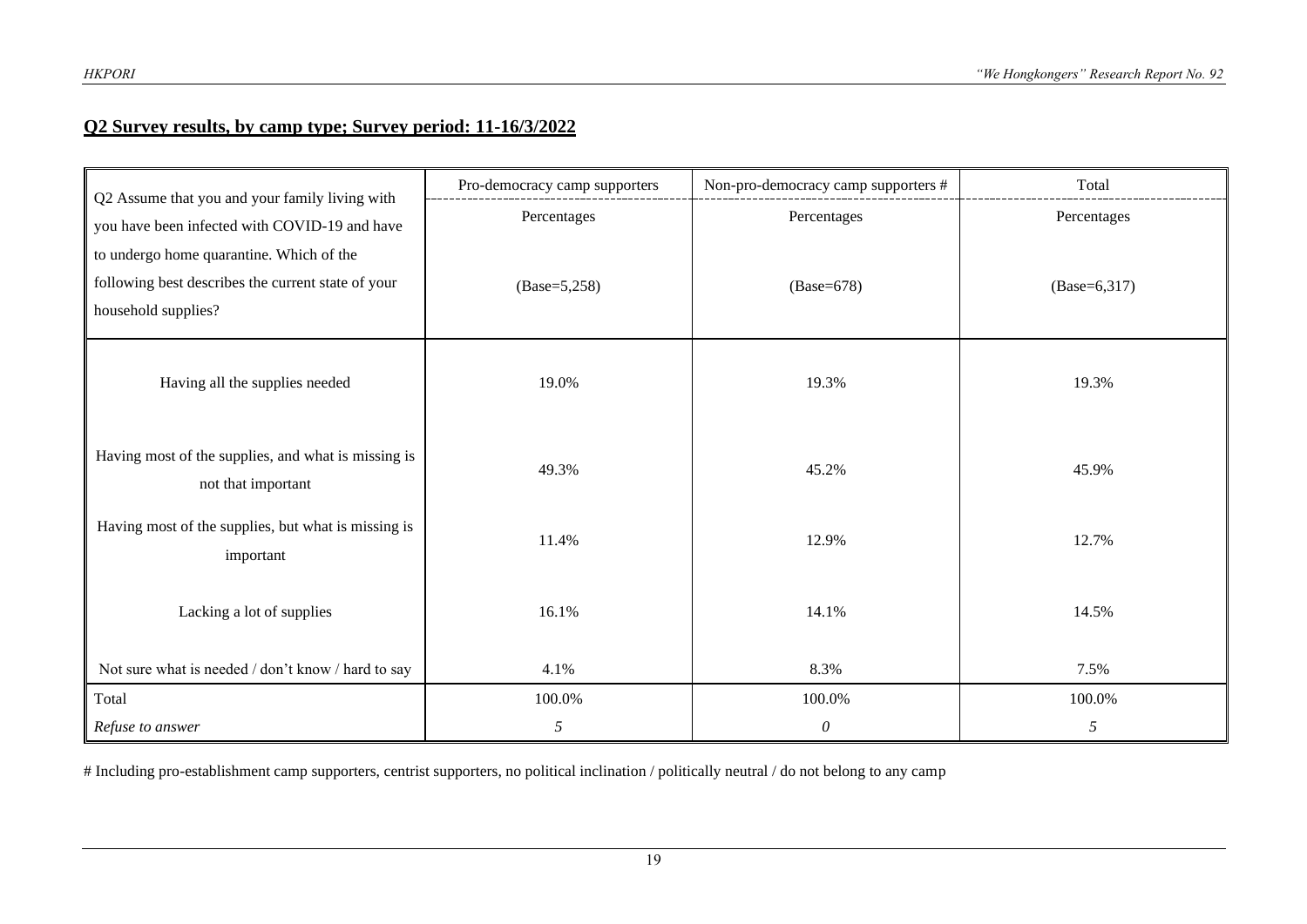## Q2 Survey results, by camp type; Survey period: 11-16/3/2022

| Q2 Assume that you and your family living with you have been infected with COVID-19 and have to undergo home quarantine. Which of the following best describes the current state of your household supplies? | Pro-democracy camp supporters | Non-pro-democracy camp supporters # | Total |
|---|---|---|---|
| | Percentages | Percentages | Percentages |
| | (Base=5,258) | (Base=678) | (Base=6,317) |
| Having all the supplies needed | 19.0% | 19.3% | 19.3% |
| Having most of the supplies, and what is missing is not that important | 49.3% | 45.2% | 45.9% |
| Having most of the supplies, but what is missing is important | 11.4% | 12.9% | 12.7% |
| Lacking a lot of supplies | 16.1% | 14.1% | 14.5% |
| Not sure what is needed / don't know / hard to say | 4.1% | 8.3% | 7.5% |
| Total | 100.0% | 100.0% | 100.0% |
| *Refuse to answer* | *5* | *0* | *5* |

# Including pro-establishment camp supporters, centrist supporters, no political inclination / politically neutral / do not belong to any camp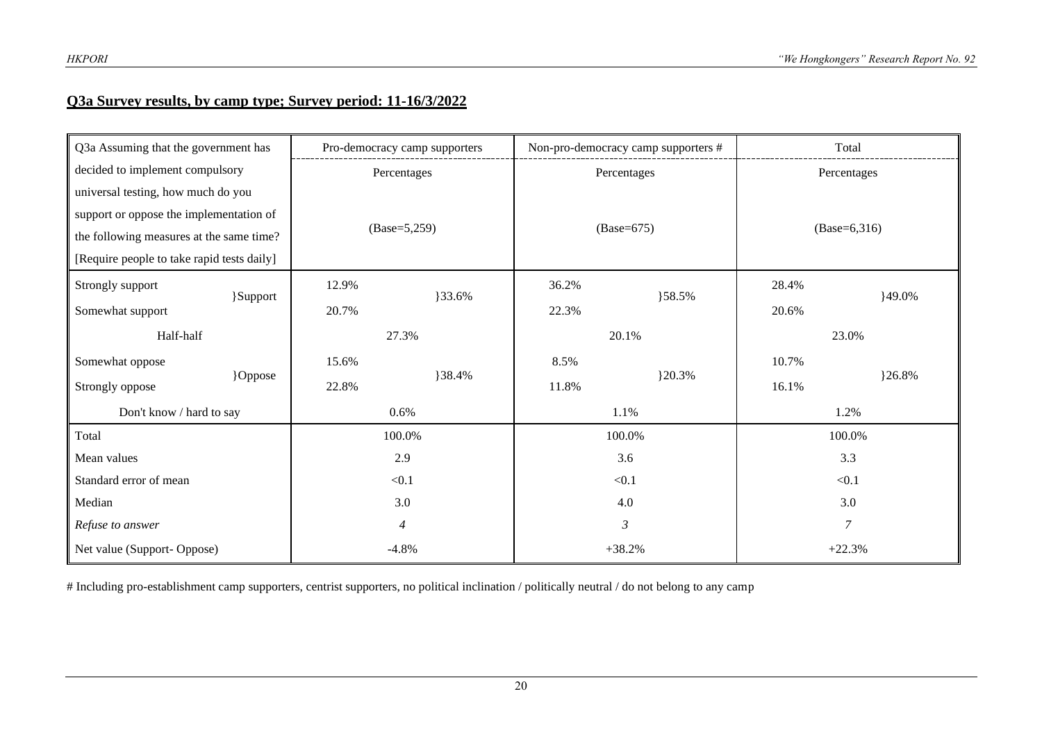## Q3a Survey results, by camp type; Survey period: 11-16/3/2022

| Q3a Assuming that the government has decided to implement compulsory universal testing, how much do you support or oppose the implementation of the following measures at the same time? [Require people to take rapid tests daily] | | Pro-democracy camp supporters | | Non-pro-democracy camp supporters # | | Total | |
|---|---|---|---|---|---|---|---|
| | | Percentages (Base=5,259) | | Percentages (Base=675) | | Percentages (Base=6,316) | |
| Strongly support | }Support | 12.9% | }33.6% | 36.2% | }58.5% | 28.4% | }49.0% |
| Somewhat support | | 20.7% | | 22.3% | | 20.6% | |
| Half-half | | 27.3% | | 20.1% | | 23.0% | |
| Somewhat oppose | }Oppose | 15.6% | }38.4% | 8.5% | }20.3% | 10.7% | }26.8% |
| Strongly oppose | | 22.8% | | 11.8% | | 16.1% | |
| Don't know / hard to say | | 0.6% | | 1.1% | | 1.2% | |
| Total | | 100.0% | | 100.0% | | 100.0% | |
| Mean values | | 2.9 | | 3.6 | | 3.3 | |
| Standard error of mean | | <0.1 | | <0.1 | | <0.1 | |
| Median | | 3.0 | | 4.0 | | 3.0 | |
| *Refuse to answer* | | *4* | | *3* | | *7* | |
| Net value (Support- Oppose) | | -4.8% | | +38.2% | | +22.3% | |

# Including pro-establishment camp supporters, centrist supporters, no political inclination / politically neutral / do not belong to any camp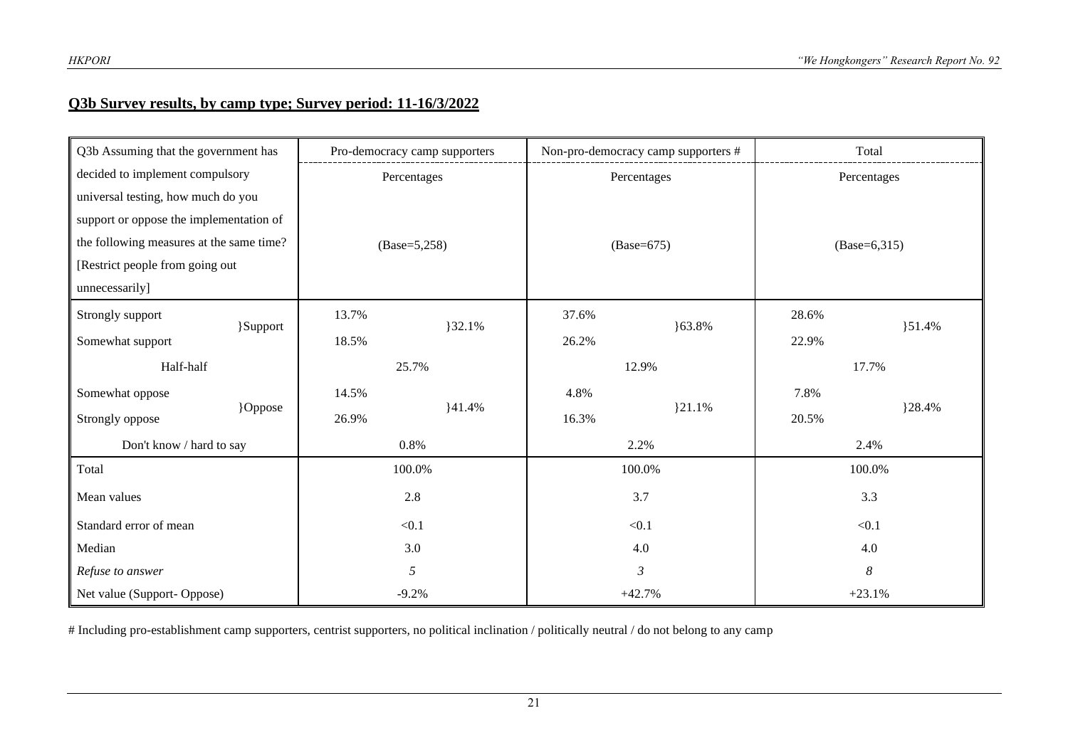## Q3b Survey results, by camp type; Survey period: 11-16/3/2022

| Q3b Assuming that the government has decided to implement compulsory universal testing, how much do you support or oppose the implementation of the following measures at the same time? [Restrict people from going out unnecessarily] | | Pro-democracy camp supporters | | Non-pro-democracy camp supporters # | | Total | |
|---|---|---|---|---|---|---|---|
| | | Percentages (Base=5,258) | | Percentages (Base=675) | | Percentages (Base=6,315) | |
| Strongly support | }Support | 13.7% | }32.1% | 37.6% | }63.8% | 28.6% | }51.4% |
| Somewhat support | | 18.5% | | 26.2% | | 22.9% | |
| Half-half | | 25.7% | | 12.9% | | 17.7% | |
| Somewhat oppose | }Oppose | 14.5% | }41.4% | 4.8% | }21.1% | 7.8% | }28.4% |
| Strongly oppose | | 26.9% | | 16.3% | | 20.5% | |
| Don't know / hard to say | | 0.8% | | 2.2% | | 2.4% | |
| Total | | 100.0% | | 100.0% | | 100.0% | |
| Mean values | | 2.8 | | 3.7 | | 3.3 | |
| Standard error of mean | | <0.1 | | <0.1 | | <0.1 | |
| Median | | 3.0 | | 4.0 | | 4.0 | |
| *Refuse to answer* | | *5* | | *3* | | *8* | |
| Net value (Support- Oppose) | | -9.2% | | +42.7% | | +23.1% | |

# Including pro-establishment camp supporters, centrist supporters, no political inclination / politically neutral / do not belong to any camp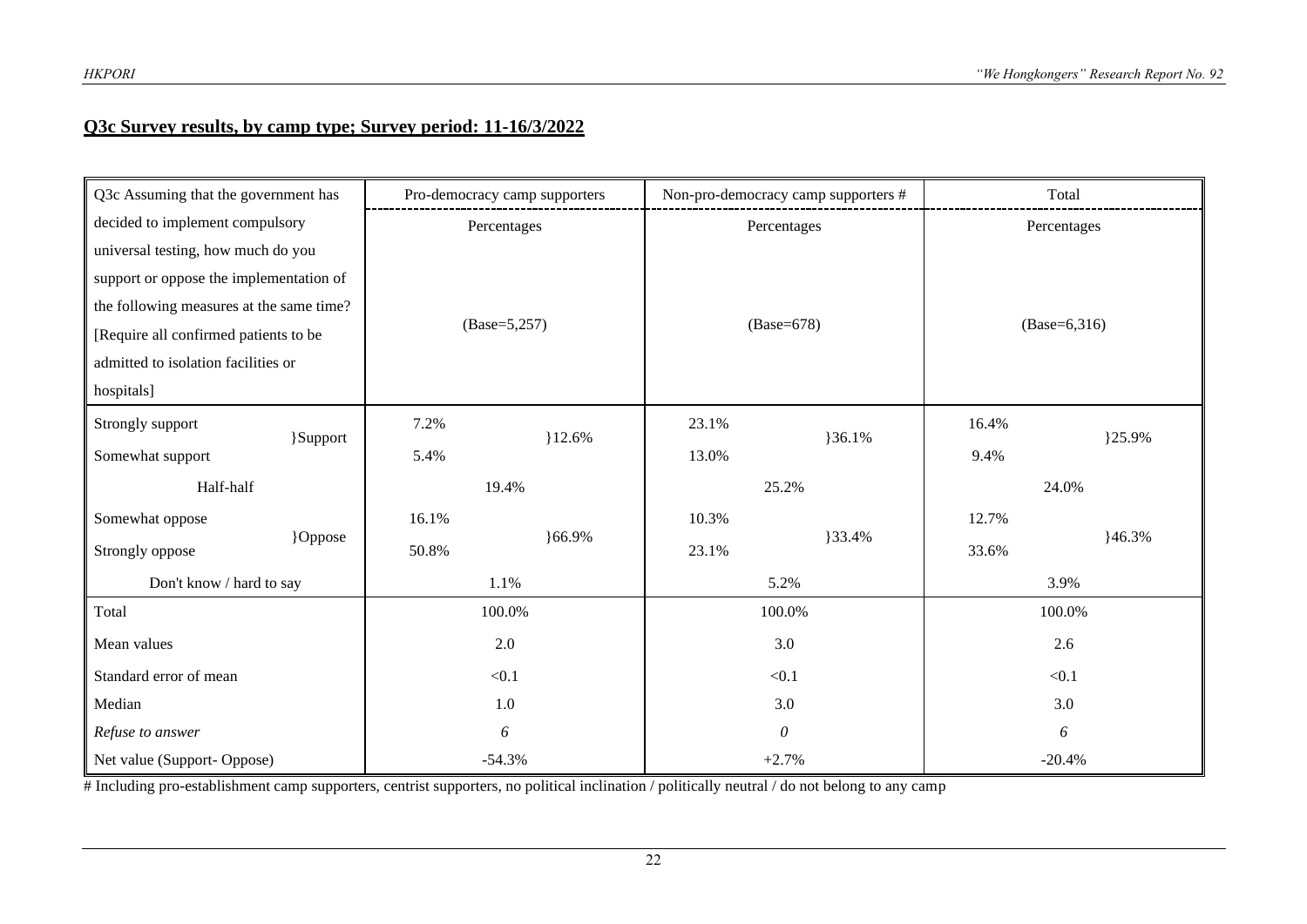## Q3c Survey results, by camp type; Survey period: 11-16/3/2022

| Q3c Assuming that the government has decided to implement compulsory universal testing, how much do you support or oppose the implementation of the following measures at the same time? [Require all confirmed patients to be admitted to isolation facilities or hospitals] | Pro-democracy camp supporters | | Non-pro-democracy camp supporters # | | Total | |
|---|---|---|---|---|---|---|
| | Percentages | | Percentages | | Percentages | |
| | (Base=5,257) | | (Base=678) | | (Base=6,316) | |
| Strongly support }Support | 7.2% | }12.6% | 23.1% | }36.1% | 16.4% | }25.9% |
| Somewhat support | 5.4% | | 13.0% | | 9.4% | |
| Half-half | 19.4% | | 25.2% | | 24.0% | |
| Somewhat oppose }Oppose | 16.1% | }66.9% | 10.3% | }33.4% | 12.7% | }46.3% |
| Strongly oppose | 50.8% | | 23.1% | | 33.6% | |
| Don't know / hard to say | 1.1% | | 5.2% | | 3.9% | |
| Total | 100.0% | | 100.0% | | 100.0% | |
| Mean values | 2.0 | | 3.0 | | 2.6 | |
| Standard error of mean | <0.1 | | <0.1 | | <0.1 | |
| Median | 1.0 | | 3.0 | | 3.0 | |
| *Refuse to answer* | *6* | | *0* | | *6* | |
| Net value (Support- Oppose) | -54.3% | | +2.7% | | -20.4% | |

# Including pro-establishment camp supporters, centrist supporters, no political inclination / politically neutral / do not belong to any camp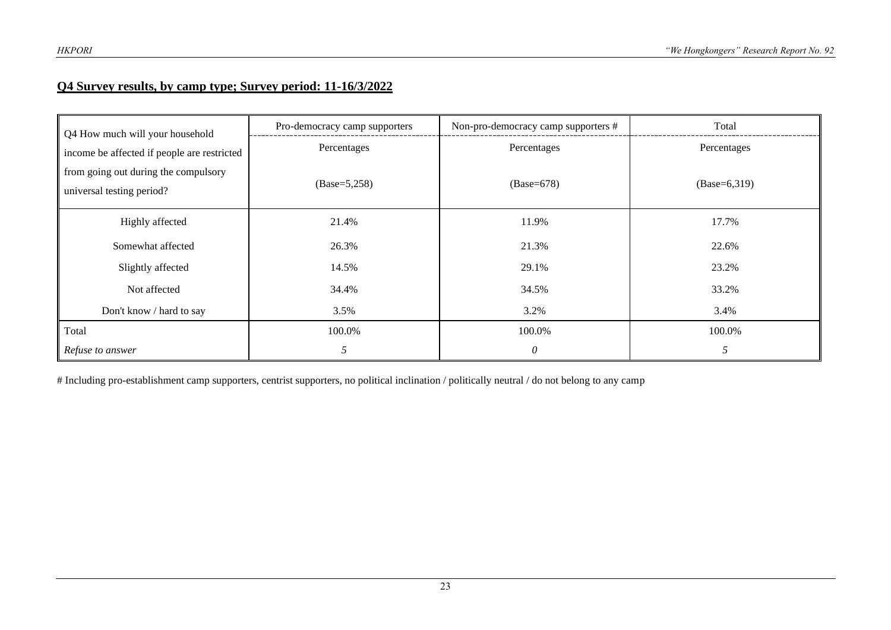## Q4 Survey results, by camp type; Survey period: 11-16/3/2022

| Q4 How much will your household income be affected if people are restricted from going out during the compulsory universal testing period? | Pro-democracy camp supporters | Non-pro-democracy camp supporters # | Total |
|---|---|---|---|
| | Percentages | Percentages | Percentages |
| | (Base=5,258) | (Base=678) | (Base=6,319) |
| Highly affected | 21.4% | 11.9% | 17.7% |
| Somewhat affected | 26.3% | 21.3% | 22.6% |
| Slightly affected | 14.5% | 29.1% | 23.2% |
| Not affected | 34.4% | 34.5% | 33.2% |
| Don't know / hard to say | 3.5% | 3.2% | 3.4% |
| Total | 100.0% | 100.0% | 100.0% |
| *Refuse to answer* | *5* | *0* | *5* |

# Including pro-establishment camp supporters, centrist supporters, no political inclination / politically neutral / do not belong to any camp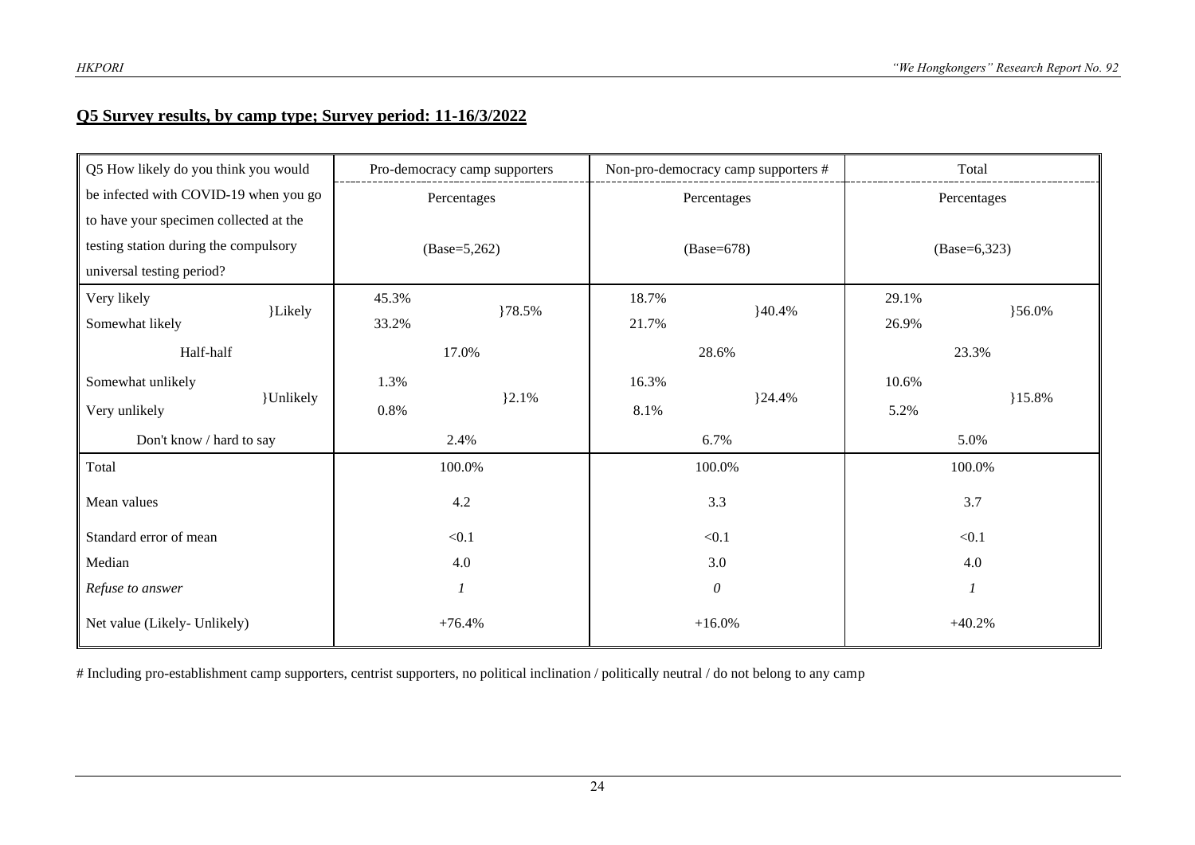**Q5 Survey results, by camp type; Survey period: 11-16/3/2022**

| Q5 How likely do you think you would be infected with COVID-19 when you go to have your specimen collected at the testing station during the compulsory universal testing period? | | Pro-democracy camp supporters | | Non-pro-democracy camp supporters # | | Total | |
|---|---|---|---|---|---|---|---|
| | | Percentages (Base=5,262) | | Percentages (Base=678) | | Percentages (Base=6,323) | |
| Very likely | }Likely | 45.3% | }78.5% | 18.7% | }40.4% | 29.1% | }56.0% |
| Somewhat likely | | 33.2% | | 21.7% | | 26.9% | |
| Half-half | | 17.0% | | 28.6% | | 23.3% | |
| Somewhat unlikely | }Unlikely | 1.3% | }2.1% | 16.3% | }24.4% | 10.6% | }15.8% |
| Very unlikely | | 0.8% | | 8.1% | | 5.2% | |
| Don't know / hard to say | | 2.4% | | 6.7% | | 5.0% | |
| Total | | 100.0% | | 100.0% | | 100.0% | |
| Mean values | | 4.2 | | 3.3 | | 3.7 | |
| Standard error of mean | | <0.1 | | <0.1 | | <0.1 | |
| Median | | 4.0 | | 3.0 | | 4.0 | |
| *Refuse to answer* | | *1* | | *0* | | *1* | |
| Net value (Likely- Unlikely) | | +76.4% | | +16.0% | | +40.2% | |

# Including pro-establishment camp supporters, centrist supporters, no political inclination / politically neutral / do not belong to any camp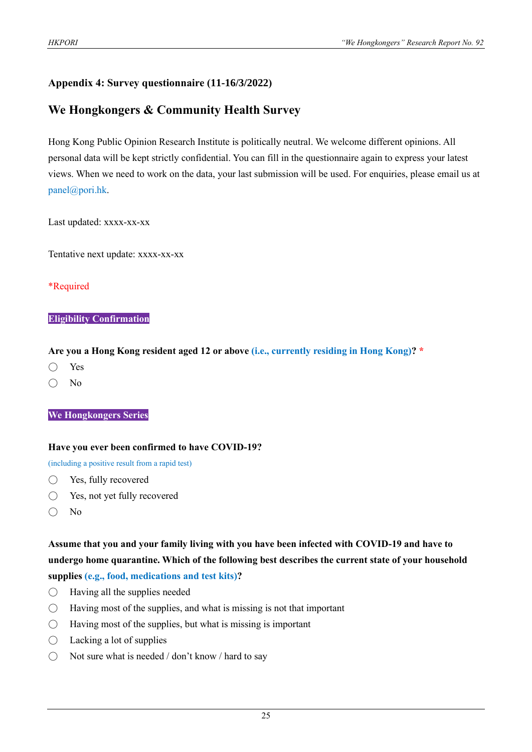### Appendix 4: Survey questionnaire (11-16/3/2022)

## We Hongkongers & Community Health Survey

Hong Kong Public Opinion Research Institute is politically neutral. We welcome different opinions. All personal data will be kept strictly confidential. You can fill in the questionnaire again to express your latest views. When we need to work on the data, your last submission will be used. For enquiries, please email us at panel@pori.hk.

Last updated: xxxx-xx-xx

Tentative next update: xxxx-xx-xx

*Required

**Eligibility Confirmation**

**Are you a Hong Kong resident aged 12 or above (i.e., currently residing in Hong Kong)? ***

- ◯ Yes
- ◯ No

**We Hongkongers Series**

**Have you ever been confirmed to have COVID-19?**

(including a positive result from a rapid test)

- ◯ Yes, fully recovered
- ◯ Yes, not yet fully recovered
- ◯ No

**Assume that you and your family living with you have been infected with COVID-19 and have to undergo home quarantine. Which of the following best describes the current state of your household supplies (e.g., food, medications and test kits)?**

- ◯ Having all the supplies needed
- ◯ Having most of the supplies, and what is missing is not that important
- ◯ Having most of the supplies, but what is missing is important
- ◯ Lacking a lot of supplies
- ◯ Not sure what is needed / don't know / hard to say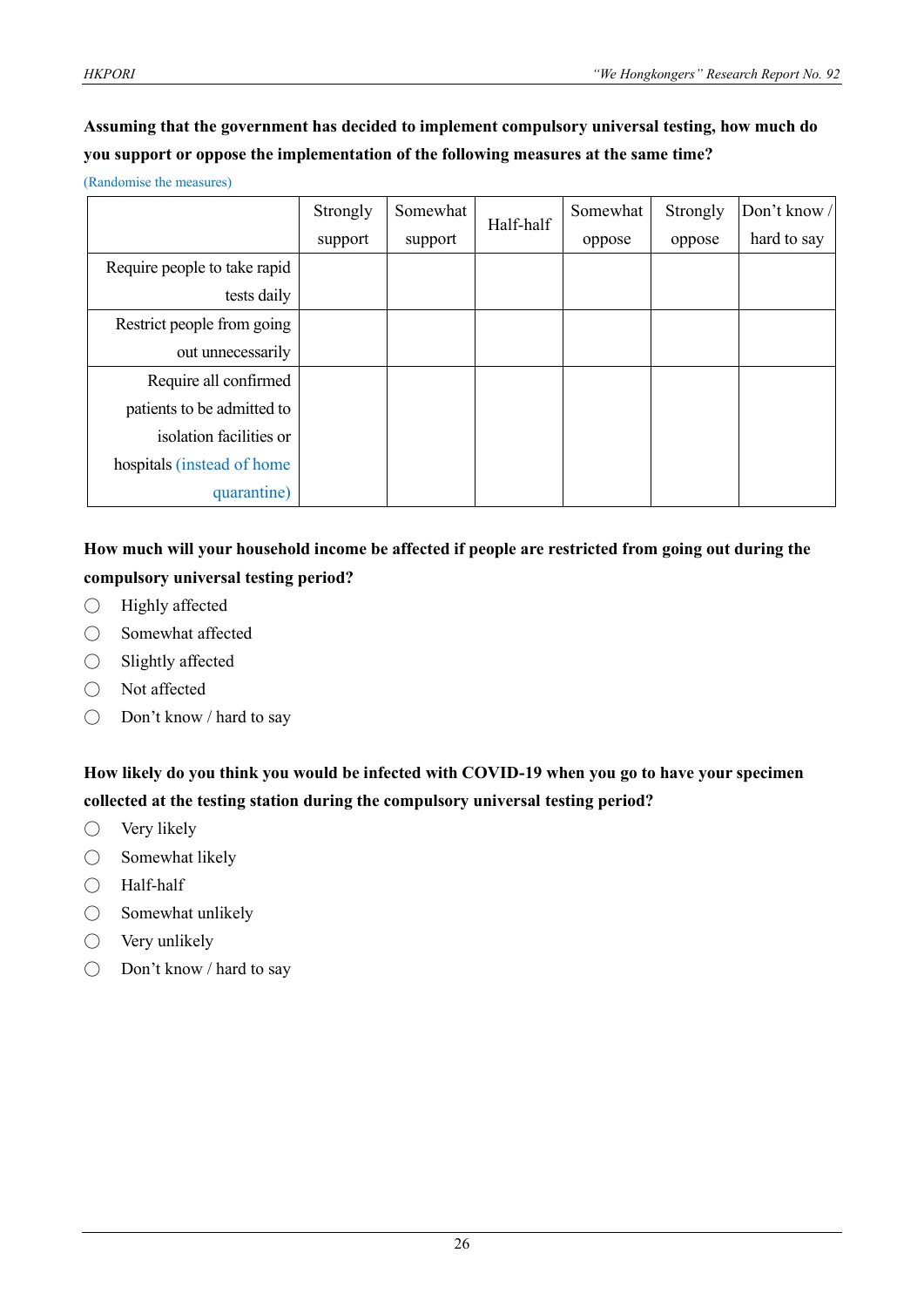**Assuming that the government has decided to implement compulsory universal testing, how much do you support or oppose the implementation of the following measures at the same time?**

(Randomise the measures)

| | Strongly support | Somewhat support | Half-half | Somewhat oppose | Strongly oppose | Don't know / hard to say |
|---|---|---|---|---|---|---|
| Require people to take rapid tests daily | | | | | | |
| Restrict people from going out unnecessarily | | | | | | |
| Require all confirmed patients to be admitted to isolation facilities or hospitals (instead of home quarantine) | | | | | | |

**How much will your household income be affected if people are restricted from going out during the compulsory universal testing period?**

- ◯ Highly affected
- ◯ Somewhat affected
- ◯ Slightly affected
- ◯ Not affected
- ◯ Don't know / hard to say

**How likely do you think you would be infected with COVID-19 when you go to have your specimen collected at the testing station during the compulsory universal testing period?**

- ◯ Very likely
- ◯ Somewhat likely
- ◯ Half-half
- ◯ Somewhat unlikely
- ◯ Very unlikely
- ◯ Don't know / hard to say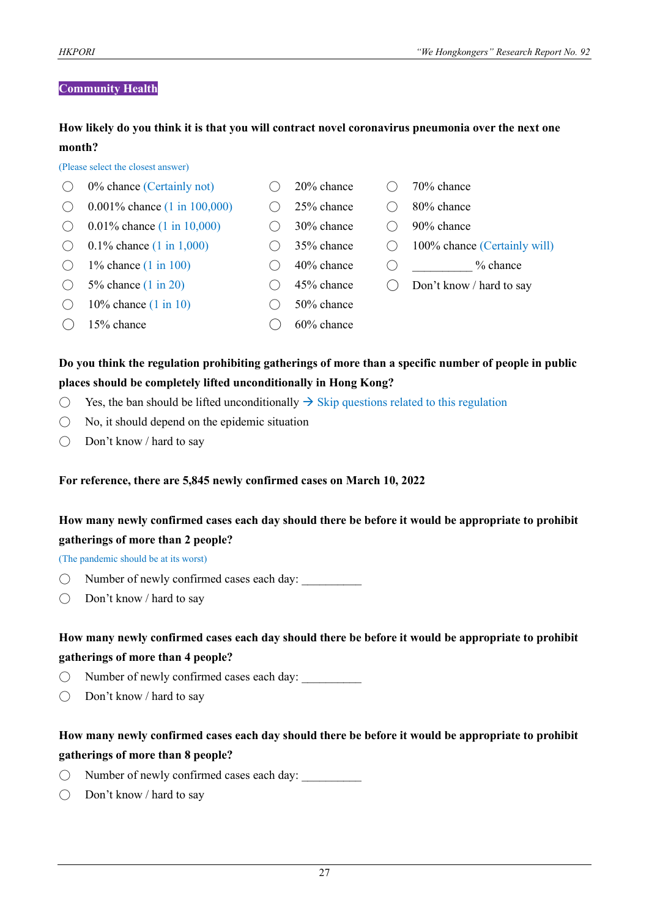## Community Health

**How likely do you think it is that you will contract novel coronavirus pneumonia over the next one month?**

(Please select the closest answer)

- ◯ 0% chance (Certainly not)
- ◯ 0.001% chance (1 in 100,000)
- ◯ 0.01% chance (1 in 10,000)
- ◯ 0.1% chance (1 in 1,000)
- ◯ 1% chance (1 in 100)
- ◯ 5% chance (1 in 20)
- ◯ 10% chance (1 in 10)
- ◯ 15% chance
- ◯ 20% chance
- ◯ 25% chance
- ◯ 30% chance
- ◯ 35% chance
- ◯ 40% chance
- ◯ 45% chance
- ◯ 50% chance
- ◯ 60% chance
- ◯ 70% chance
- ◯ 80% chance
- ◯ 90% chance
- ◯ 100% chance (Certainly will)
- ◯ __________ % chance
- ◯ Don't know / hard to say

**Do you think the regulation prohibiting gatherings of more than a specific number of people in public places should be completely lifted unconditionally in Hong Kong?**

- ◯ Yes, the ban should be lifted unconditionally → Skip questions related to this regulation
- ◯ No, it should depend on the epidemic situation
- ◯ Don't know / hard to say

**For reference, there are 5,845 newly confirmed cases on March 10, 2022**

**How many newly confirmed cases each day should there be before it would be appropriate to prohibit gatherings of more than 2 people?**

(The pandemic should be at its worst)

- ◯ Number of newly confirmed cases each day: __________
- ◯ Don't know / hard to say

**How many newly confirmed cases each day should there be before it would be appropriate to prohibit gatherings of more than 4 people?**

- ◯ Number of newly confirmed cases each day: __________
- ◯ Don't know / hard to say

**How many newly confirmed cases each day should there be before it would be appropriate to prohibit gatherings of more than 8 people?**

- ◯ Number of newly confirmed cases each day: __________
- ◯ Don't know / hard to say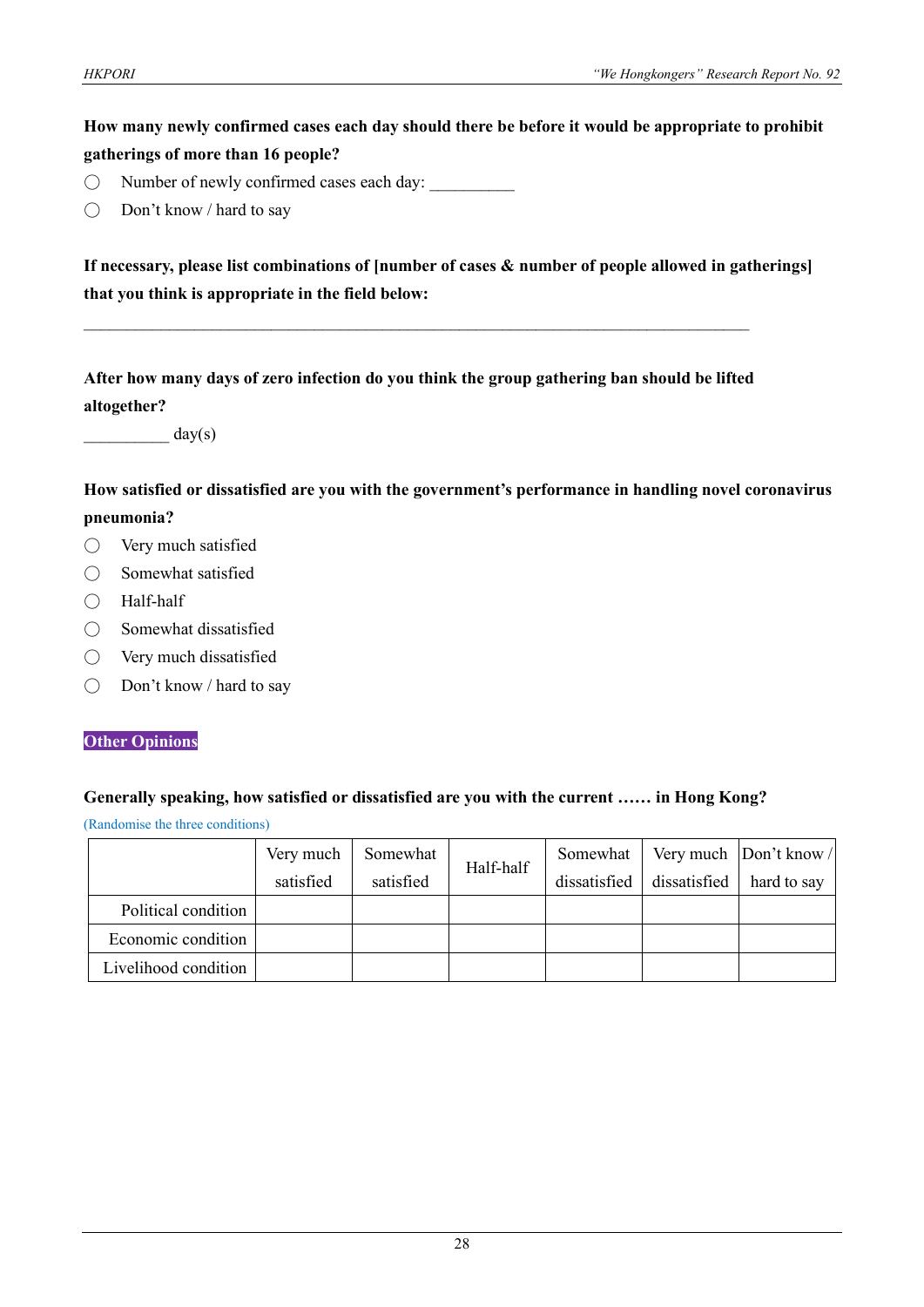**How many newly confirmed cases each day should there be before it would be appropriate to prohibit gatherings of more than 16 people?**

- ◯ Number of newly confirmed cases each day: __________
- ◯ Don't know / hard to say

**If necessary, please list combinations of [number of cases & number of people allowed in gatherings] that you think is appropriate in the field below:**

______________________________________________________________________________

**After how many days of zero infection do you think the group gathering ban should be lifted altogether?**

__________ day(s)

**How satisfied or dissatisfied are you with the government's performance in handling novel coronavirus pneumonia?**

- ◯ Very much satisfied
- ◯ Somewhat satisfied
- ◯ Half-half
- ◯ Somewhat dissatisfied
- ◯ Very much dissatisfied
- ◯ Don't know / hard to say

## Other Opinions

**Generally speaking, how satisfied or dissatisfied are you with the current …… in Hong Kong?**

(Randomise the three conditions)

| | Very much satisfied | Somewhat satisfied | Half-half | Somewhat dissatisfied | Very much dissatisfied | Don't know / hard to say |
|---|---|---|---|---|---|---|
| Political condition | | | | | | |
| Economic condition | | | | | | |
| Livelihood condition | | | | | | |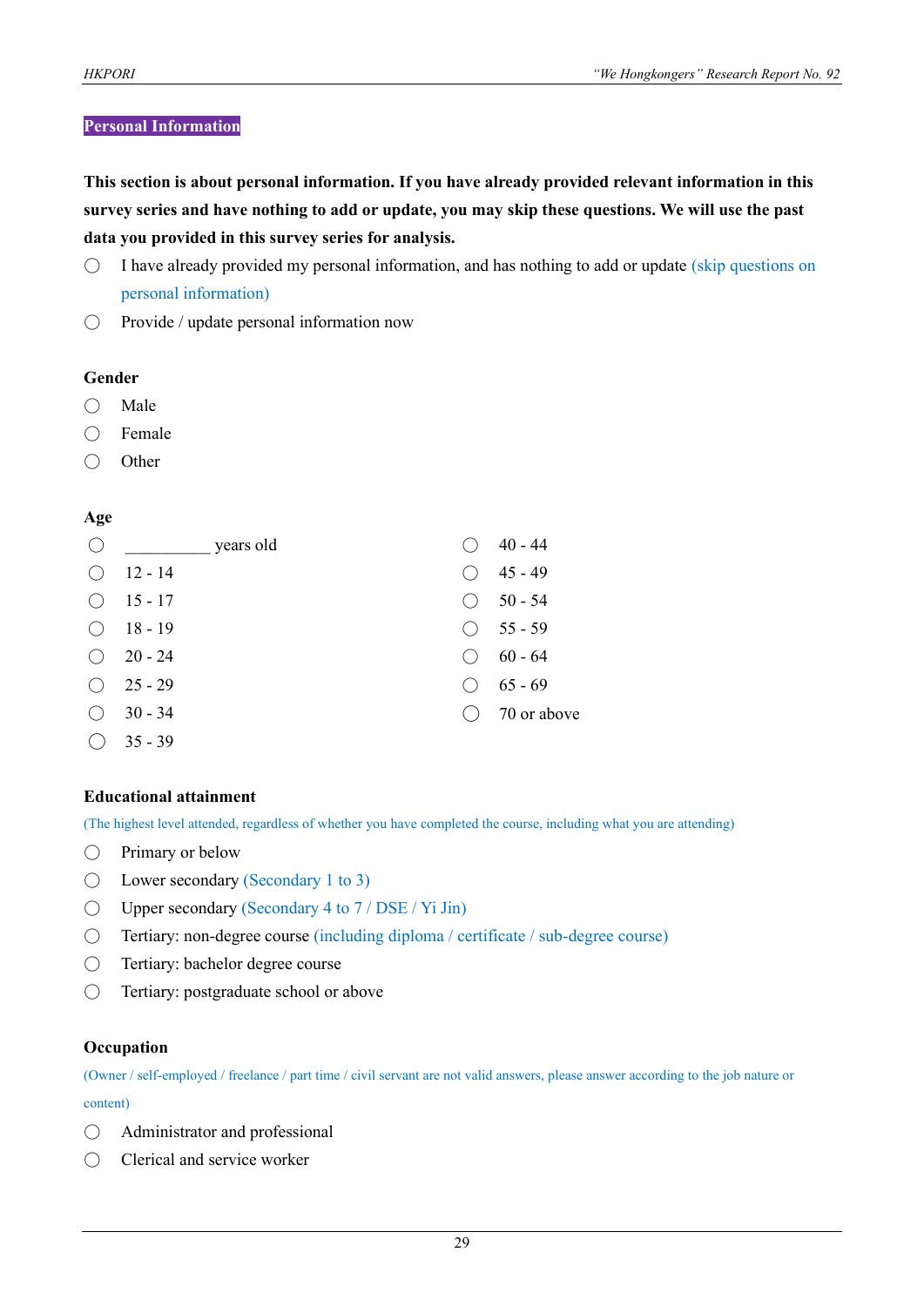**Personal Information**

**This section is about personal information. If you have already provided relevant information in this survey series and have nothing to add or update, you may skip these questions. We will use the past data you provided in this survey series for analysis.**

- ◯ I have already provided my personal information, and has nothing to add or update (skip questions on personal information)
- ◯ Provide / update personal information now

**Gender**

- ◯ Male
- ◯ Female
- ◯ Other

**Age**

- ◯ __________ years old
- ◯ 12 - 14
- ◯ 15 - 17
- ◯ 18 - 19
- ◯ 20 - 24
- ◯ 25 - 29
- ◯ 30 - 34
- ◯ 35 - 39
- ◯ 40 - 44
- ◯ 45 - 49
- ◯ 50 - 54
- ◯ 55 - 59
- ◯ 60 - 64
- ◯ 65 - 69
- ◯ 70 or above

**Educational attainment**

(The highest level attended, regardless of whether you have completed the course, including what you are attending)

- ◯ Primary or below
- ◯ Lower secondary (Secondary 1 to 3)
- ◯ Upper secondary (Secondary 4 to 7 / DSE / Yi Jin)
- ◯ Tertiary: non-degree course (including diploma / certificate / sub-degree course)
- ◯ Tertiary: bachelor degree course
- ◯ Tertiary: postgraduate school or above

**Occupation**

(Owner / self-employed / freelance / part time / civil servant are not valid answers, please answer according to the job nature or content)

- ◯ Administrator and professional
- ◯ Clerical and service worker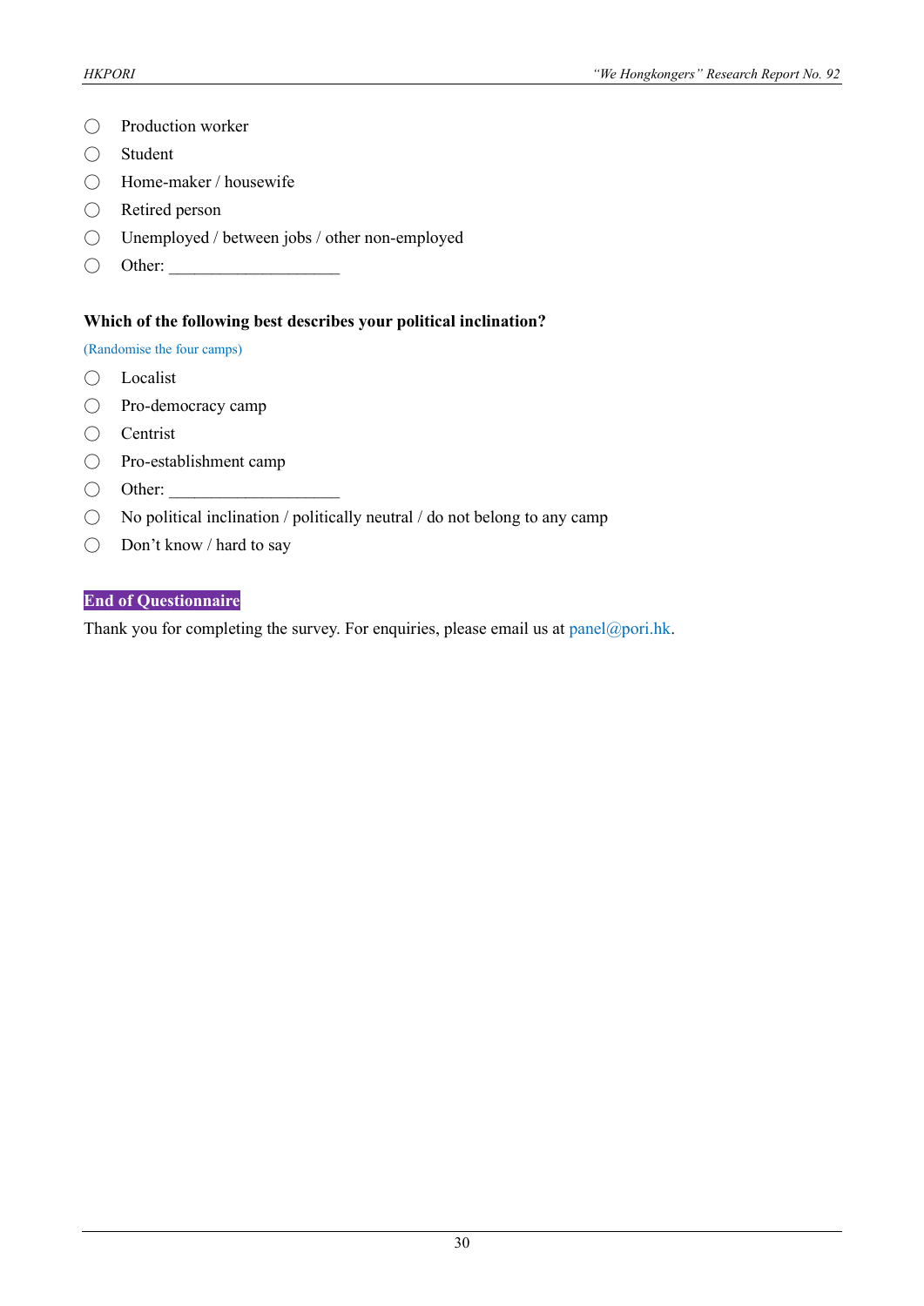- ◯ Production worker
- ◯ Student
- ◯ Home-maker / housewife
- ◯ Retired person
- ◯ Unemployed / between jobs / other non-employed
- ◯ Other: ____________________

**Which of the following best describes your political inclination?**

(Randomise the four camps)

- ◯ Localist
- ◯ Pro-democracy camp
- ◯ Centrist
- ◯ Pro-establishment camp
- ◯ Other: ____________________
- ◯ No political inclination / politically neutral / do not belong to any camp
- ◯ Don't know / hard to say

**End of Questionnaire**

Thank you for completing the survey. For enquiries, please email us at panel@pori.hk.